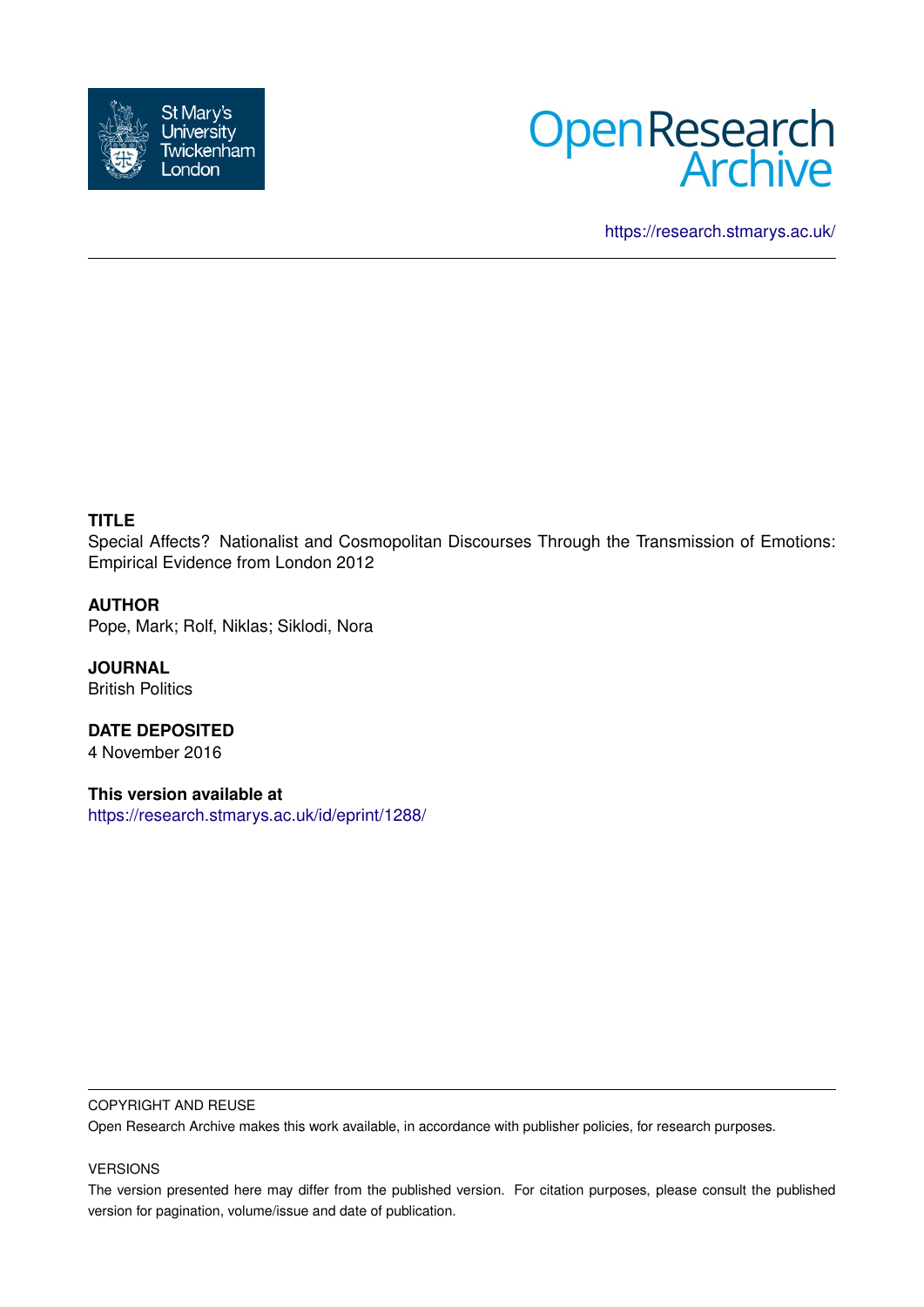St Mary's University Twickenham London

Open Research Archive

https://research.stmarys.ac.uk/

**TITLE**

Special Affects? Nationalist and Cosmopolitan Discourses Through the Transmission of Emotions: Empirical Evidence from London 2012

**AUTHOR**

Pope, Mark; Rolf, Niklas; Siklodi, Nora

**JOURNAL**

British Politics

**DATE DEPOSITED**

4 November 2016

**This version available at**

https://research.stmarys.ac.uk/id/eprint/1288/

COPYRIGHT AND REUSE

Open Research Archive makes this work available, in accordance with publisher policies, for research purposes.

VERSIONS

The version presented here may differ from the published version. For citation purposes, please consult the published version for pagination, volume/issue and date of publication.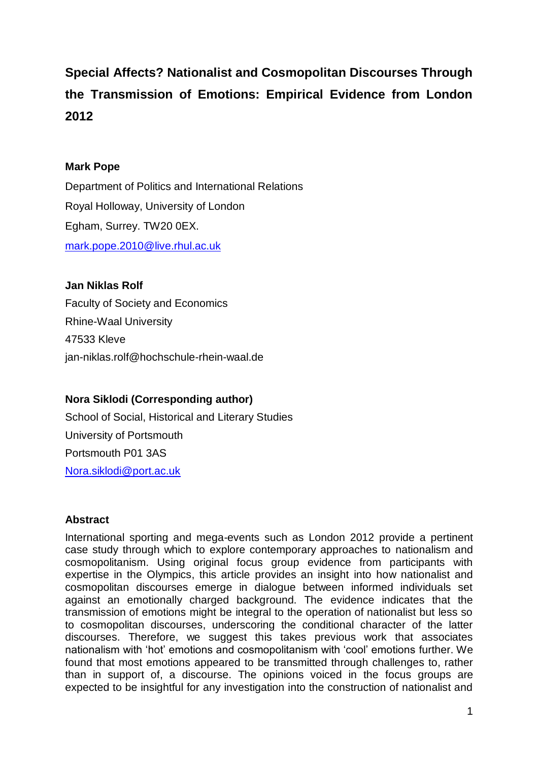**Special Affects? Nationalist and Cosmopolitan Discourses Through the Transmission of Emotions: Empirical Evidence from London 2012**

**Mark Pope**

Department of Politics and International Relations

Royal Holloway, University of London

Egham, Surrey. TW20 0EX.

mark.pope.2010@live.rhul.ac.uk

**Jan Niklas Rolf**

Faculty of Society and Economics

Rhine-Waal University

47533 Kleve

jan-niklas.rolf@hochschule-rhein-waal.de

**Nora Siklodi (Corresponding author)**

School of Social, Historical and Literary Studies

University of Portsmouth

Portsmouth P01 3AS

Nora.siklodi@port.ac.uk

**Abstract**

International sporting and mega-events such as London 2012 provide a pertinent case study through which to explore contemporary approaches to nationalism and cosmopolitanism. Using original focus group evidence from participants with expertise in the Olympics, this article provides an insight into how nationalist and cosmopolitan discourses emerge in dialogue between informed individuals set against an emotionally charged background. The evidence indicates that the transmission of emotions might be integral to the operation of nationalist but less so to cosmopolitan discourses, underscoring the conditional character of the latter discourses. Therefore, we suggest this takes previous work that associates nationalism with 'hot' emotions and cosmopolitanism with 'cool' emotions further. We found that most emotions appeared to be transmitted through challenges to, rather than in support of, a discourse. The opinions voiced in the focus groups are expected to be insightful for any investigation into the construction of nationalist and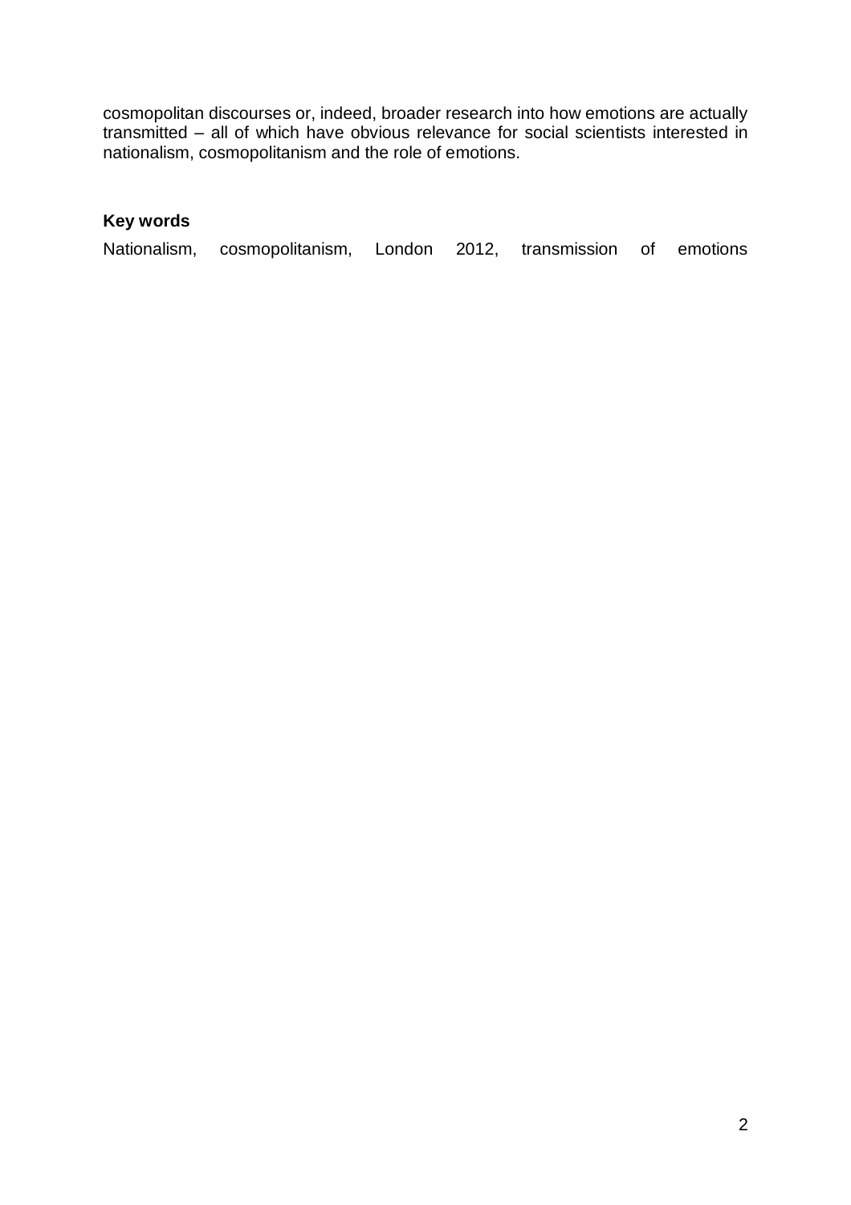cosmopolitan discourses or, indeed, broader research into how emotions are actually transmitted – all of which have obvious relevance for social scientists interested in nationalism, cosmopolitanism and the role of emotions.

**Key words**

Nationalism, cosmopolitanism, London 2012, transmission of emotions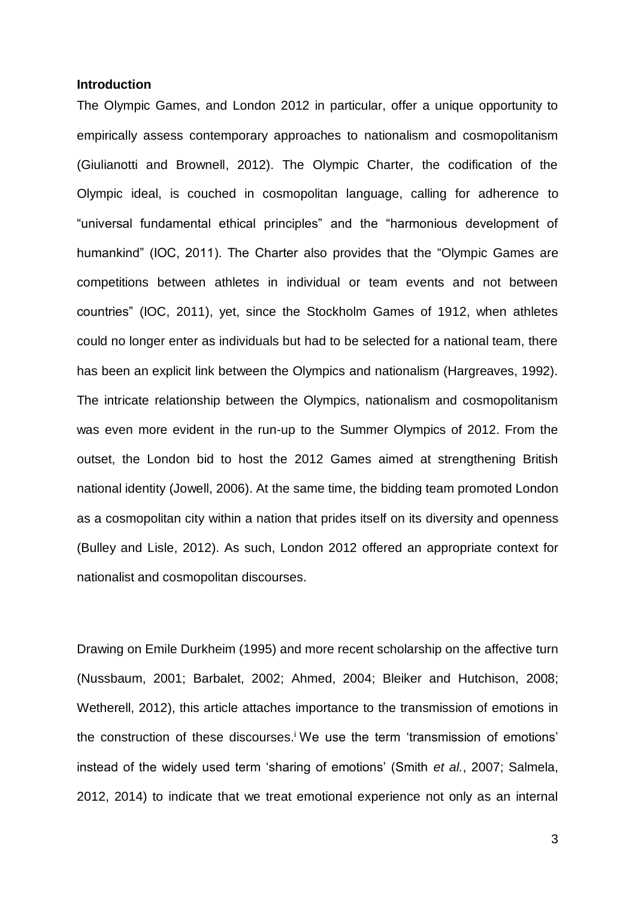## Introduction

The Olympic Games, and London 2012 in particular, offer a unique opportunity to empirically assess contemporary approaches to nationalism and cosmopolitanism (Giulianotti and Brownell, 2012). The Olympic Charter, the codification of the Olympic ideal, is couched in cosmopolitan language, calling for adherence to "universal fundamental ethical principles" and the "harmonious development of humankind" (IOC, 2011). The Charter also provides that the "Olympic Games are competitions between athletes in individual or team events and not between countries" (IOC, 2011), yet, since the Stockholm Games of 1912, when athletes could no longer enter as individuals but had to be selected for a national team, there has been an explicit link between the Olympics and nationalism (Hargreaves, 1992). The intricate relationship between the Olympics, nationalism and cosmopolitanism was even more evident in the run-up to the Summer Olympics of 2012. From the outset, the London bid to host the 2012 Games aimed at strengthening British national identity (Jowell, 2006). At the same time, the bidding team promoted London as a cosmopolitan city within a nation that prides itself on its diversity and openness (Bulley and Lisle, 2012). As such, London 2012 offered an appropriate context for nationalist and cosmopolitan discourses.

Drawing on Emile Durkheim (1995) and more recent scholarship on the affective turn (Nussbaum, 2001; Barbalet, 2002; Ahmed, 2004; Bleiker and Hutchison, 2008; Wetherell, 2012), this article attaches importance to the transmission of emotions in the construction of these discourses.[i] We use the term 'transmission of emotions' instead of the widely used term 'sharing of emotions' (Smith *et al.*, 2007; Salmela, 2012, 2014) to indicate that we treat emotional experience not only as an internal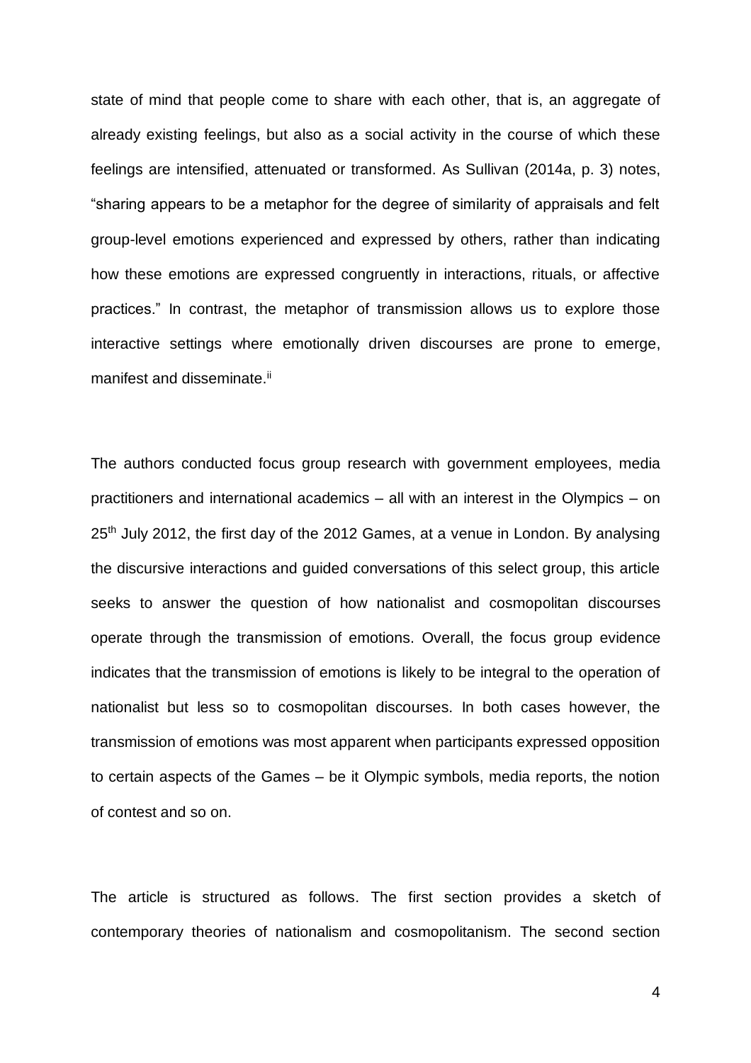state of mind that people come to share with each other, that is, an aggregate of already existing feelings, but also as a social activity in the course of which these feelings are intensified, attenuated or transformed. As Sullivan (2014a, p. 3) notes, "sharing appears to be a metaphor for the degree of similarity of appraisals and felt group-level emotions experienced and expressed by others, rather than indicating how these emotions are expressed congruently in interactions, rituals, or affective practices." In contrast, the metaphor of transmission allows us to explore those interactive settings where emotionally driven discourses are prone to emerge, manifest and disseminate.[ii]

The authors conducted focus group research with government employees, media practitioners and international academics – all with an interest in the Olympics – on 25th July 2012, the first day of the 2012 Games, at a venue in London. By analysing the discursive interactions and guided conversations of this select group, this article seeks to answer the question of how nationalist and cosmopolitan discourses operate through the transmission of emotions. Overall, the focus group evidence indicates that the transmission of emotions is likely to be integral to the operation of nationalist but less so to cosmopolitan discourses. In both cases however, the transmission of emotions was most apparent when participants expressed opposition to certain aspects of the Games – be it Olympic symbols, media reports, the notion of contest and so on.

The article is structured as follows. The first section provides a sketch of contemporary theories of nationalism and cosmopolitanism. The second section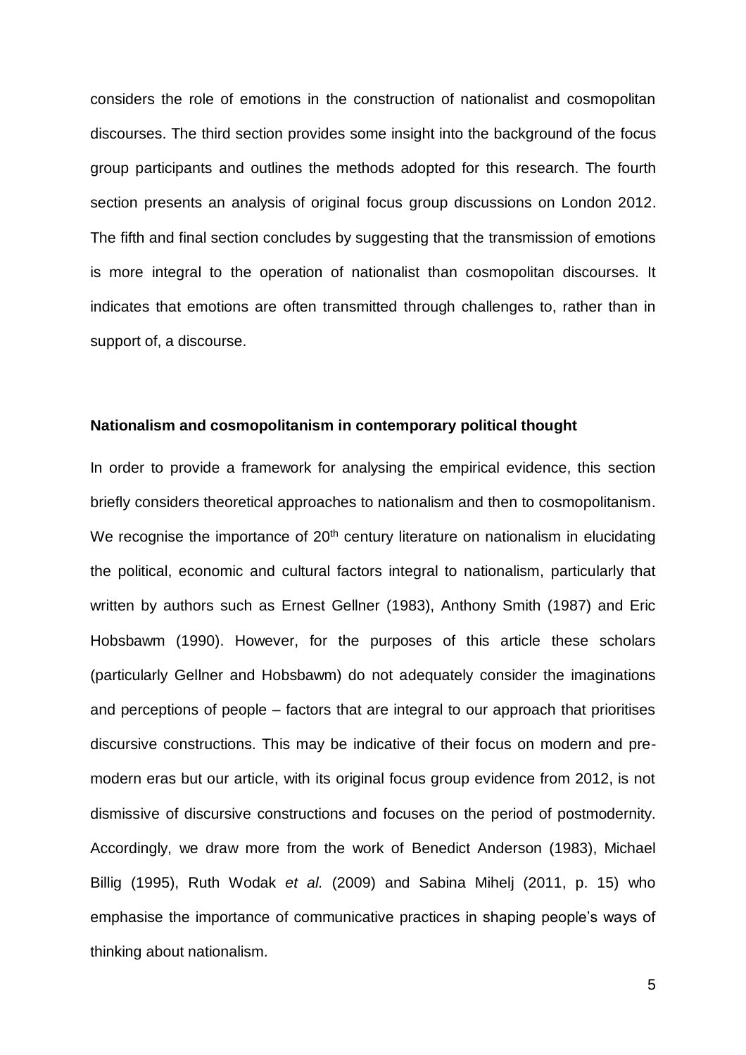considers the role of emotions in the construction of nationalist and cosmopolitan discourses. The third section provides some insight into the background of the focus group participants and outlines the methods adopted for this research. The fourth section presents an analysis of original focus group discussions on London 2012. The fifth and final section concludes by suggesting that the transmission of emotions is more integral to the operation of nationalist than cosmopolitan discourses. It indicates that emotions are often transmitted through challenges to, rather than in support of, a discourse.

## Nationalism and cosmopolitanism in contemporary political thought

In order to provide a framework for analysing the empirical evidence, this section briefly considers theoretical approaches to nationalism and then to cosmopolitanism. We recognise the importance of 20th century literature on nationalism in elucidating the political, economic and cultural factors integral to nationalism, particularly that written by authors such as Ernest Gellner (1983), Anthony Smith (1987) and Eric Hobsbawm (1990). However, for the purposes of this article these scholars (particularly Gellner and Hobsbawm) do not adequately consider the imaginations and perceptions of people – factors that are integral to our approach that prioritises discursive constructions. This may be indicative of their focus on modern and pre-modern eras but our article, with its original focus group evidence from 2012, is not dismissive of discursive constructions and focuses on the period of postmodernity. Accordingly, we draw more from the work of Benedict Anderson (1983), Michael Billig (1995), Ruth Wodak *et al.* (2009) and Sabina Mihelj (2011, p. 15) who emphasise the importance of communicative practices in shaping people's ways of thinking about nationalism.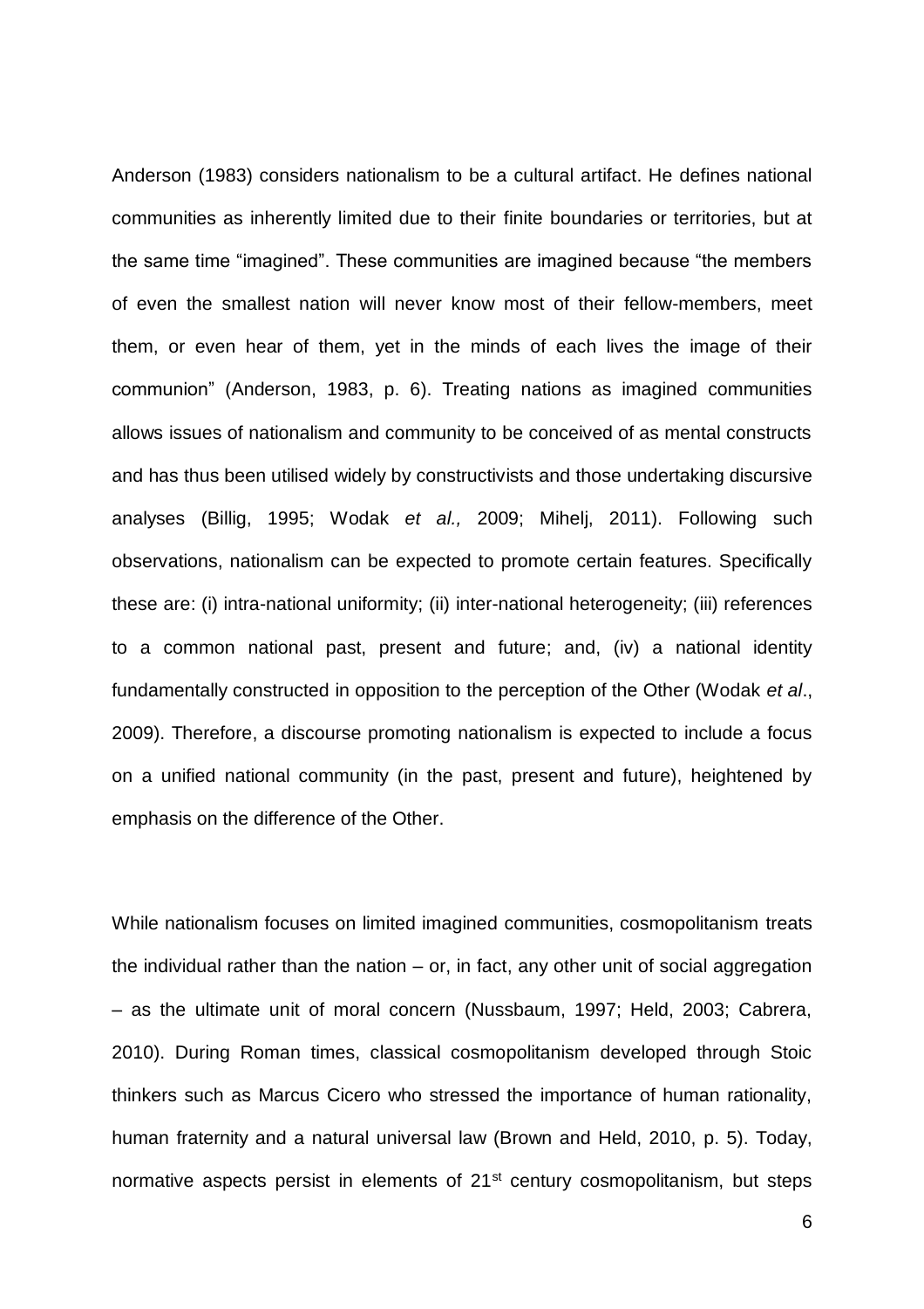Anderson (1983) considers nationalism to be a cultural artifact. He defines national communities as inherently limited due to their finite boundaries or territories, but at the same time "imagined". These communities are imagined because "the members of even the smallest nation will never know most of their fellow-members, meet them, or even hear of them, yet in the minds of each lives the image of their communion" (Anderson, 1983, p. 6). Treating nations as imagined communities allows issues of nationalism and community to be conceived of as mental constructs and has thus been utilised widely by constructivists and those undertaking discursive analyses (Billig, 1995; Wodak *et al.,* 2009; Mihelj, 2011). Following such observations, nationalism can be expected to promote certain features. Specifically these are: (i) intra-national uniformity; (ii) inter-national heterogeneity; (iii) references to a common national past, present and future; and, (iv) a national identity fundamentally constructed in opposition to the perception of the Other (Wodak *et al*., 2009). Therefore, a discourse promoting nationalism is expected to include a focus on a unified national community (in the past, present and future), heightened by emphasis on the difference of the Other.

While nationalism focuses on limited imagined communities, cosmopolitanism treats the individual rather than the nation – or, in fact, any other unit of social aggregation – as the ultimate unit of moral concern (Nussbaum, 1997; Held, 2003; Cabrera, 2010). During Roman times, classical cosmopolitanism developed through Stoic thinkers such as Marcus Cicero who stressed the importance of human rationality, human fraternity and a natural universal law (Brown and Held, 2010, p. 5). Today, normative aspects persist in elements of 21st century cosmopolitanism, but steps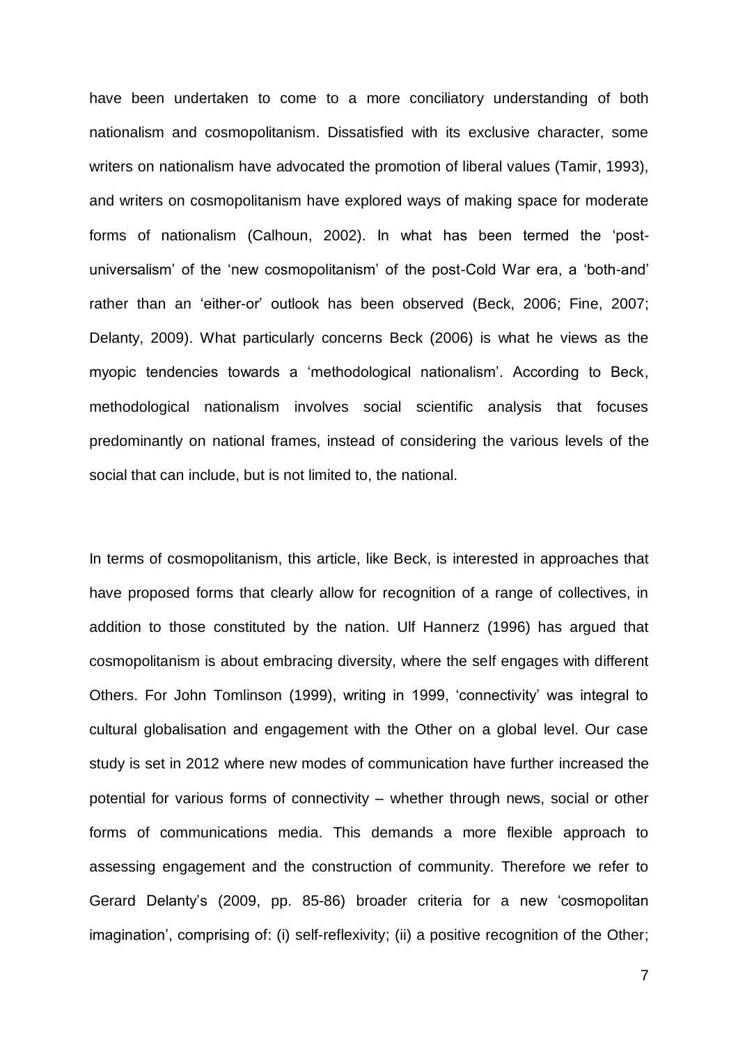have been undertaken to come to a more conciliatory understanding of both nationalism and cosmopolitanism. Dissatisfied with its exclusive character, some writers on nationalism have advocated the promotion of liberal values (Tamir, 1993), and writers on cosmopolitanism have explored ways of making space for moderate forms of nationalism (Calhoun, 2002). In what has been termed the 'post-universalism' of the 'new cosmopolitanism' of the post-Cold War era, a 'both-and' rather than an 'either-or' outlook has been observed (Beck, 2006; Fine, 2007; Delanty, 2009). What particularly concerns Beck (2006) is what he views as the myopic tendencies towards a 'methodological nationalism'. According to Beck, methodological nationalism involves social scientific analysis that focuses predominantly on national frames, instead of considering the various levels of the social that can include, but is not limited to, the national.

In terms of cosmopolitanism, this article, like Beck, is interested in approaches that have proposed forms that clearly allow for recognition of a range of collectives, in addition to those constituted by the nation. Ulf Hannerz (1996) has argued that cosmopolitanism is about embracing diversity, where the self engages with different Others. For John Tomlinson (1999), writing in 1999, 'connectivity' was integral to cultural globalisation and engagement with the Other on a global level. Our case study is set in 2012 where new modes of communication have further increased the potential for various forms of connectivity – whether through news, social or other forms of communications media. This demands a more flexible approach to assessing engagement and the construction of community. Therefore we refer to Gerard Delanty's (2009, pp. 85-86) broader criteria for a new 'cosmopolitan imagination', comprising of: (i) self-reflexivity; (ii) a positive recognition of the Other;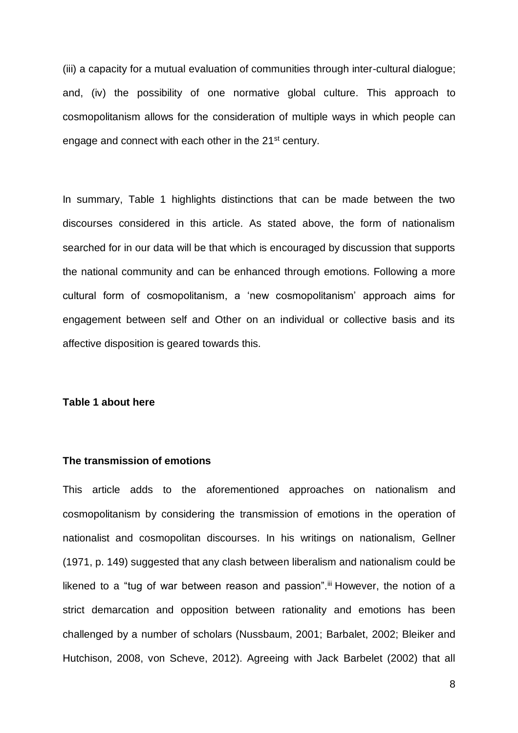(iii) a capacity for a mutual evaluation of communities through inter-cultural dialogue; and, (iv) the possibility of one normative global culture. This approach to cosmopolitanism allows for the consideration of multiple ways in which people can engage and connect with each other in the 21st century.

In summary, Table 1 highlights distinctions that can be made between the two discourses considered in this article. As stated above, the form of nationalism searched for in our data will be that which is encouraged by discussion that supports the national community and can be enhanced through emotions. Following a more cultural form of cosmopolitanism, a 'new cosmopolitanism' approach aims for engagement between self and Other on an individual or collective basis and its affective disposition is geared towards this.

**Table 1 about here**

**The transmission of emotions**

This article adds to the aforementioned approaches on nationalism and cosmopolitanism by considering the transmission of emotions in the operation of nationalist and cosmopolitan discourses. In his writings on nationalism, Gellner (1971, p. 149) suggested that any clash between liberalism and nationalism could be likened to a "tug of war between reason and passion".[iii] However, the notion of a strict demarcation and opposition between rationality and emotions has been challenged by a number of scholars (Nussbaum, 2001; Barbalet, 2002; Bleiker and Hutchison, 2008, von Scheve, 2012). Agreeing with Jack Barbelet (2002) that all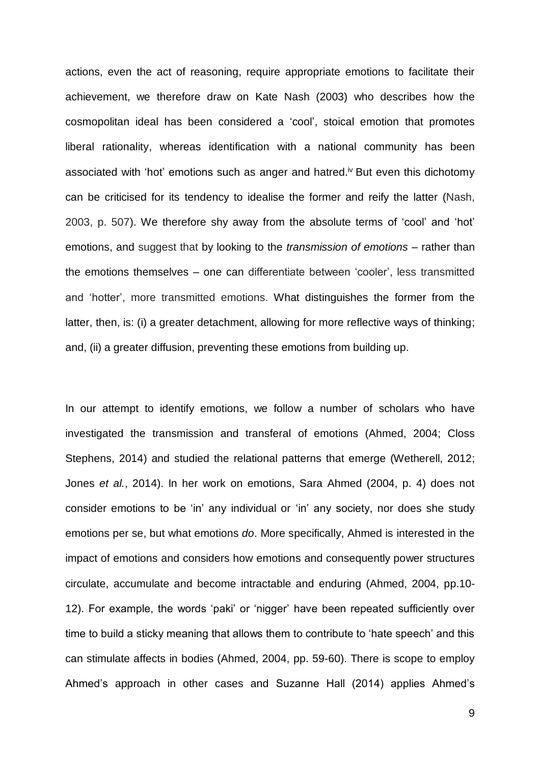actions, even the act of reasoning, require appropriate emotions to facilitate their achievement, we therefore draw on Kate Nash (2003) who describes how the cosmopolitan ideal has been considered a 'cool', stoical emotion that promotes liberal rationality, whereas identification with a national community has been associated with 'hot' emotions such as anger and hatred.[iv] But even this dichotomy can be criticised for its tendency to idealise the former and reify the latter (Nash, 2003, p. 507). We therefore shy away from the absolute terms of 'cool' and 'hot' emotions, and suggest that by looking to the *transmission of emotions* – rather than the emotions themselves – one can differentiate between 'cooler', less transmitted and 'hotter', more transmitted emotions. What distinguishes the former from the latter, then, is: (i) a greater detachment, allowing for more reflective ways of thinking; and, (ii) a greater diffusion, preventing these emotions from building up.

In our attempt to identify emotions, we follow a number of scholars who have investigated the transmission and transferal of emotions (Ahmed, 2004; Closs Stephens, 2014) and studied the relational patterns that emerge (Wetherell, 2012; Jones *et al.*, 2014). In her work on emotions, Sara Ahmed (2004, p. 4) does not consider emotions to be 'in' any individual or 'in' any society, nor does she study emotions per se, but what emotions *do*. More specifically, Ahmed is interested in the impact of emotions and considers how emotions and consequently power structures circulate, accumulate and become intractable and enduring (Ahmed, 2004, pp.10-12). For example, the words 'paki' or 'nigger' have been repeated sufficiently over time to build a sticky meaning that allows them to contribute to 'hate speech' and this can stimulate affects in bodies (Ahmed, 2004, pp. 59-60). There is scope to employ Ahmed's approach in other cases and Suzanne Hall (2014) applies Ahmed's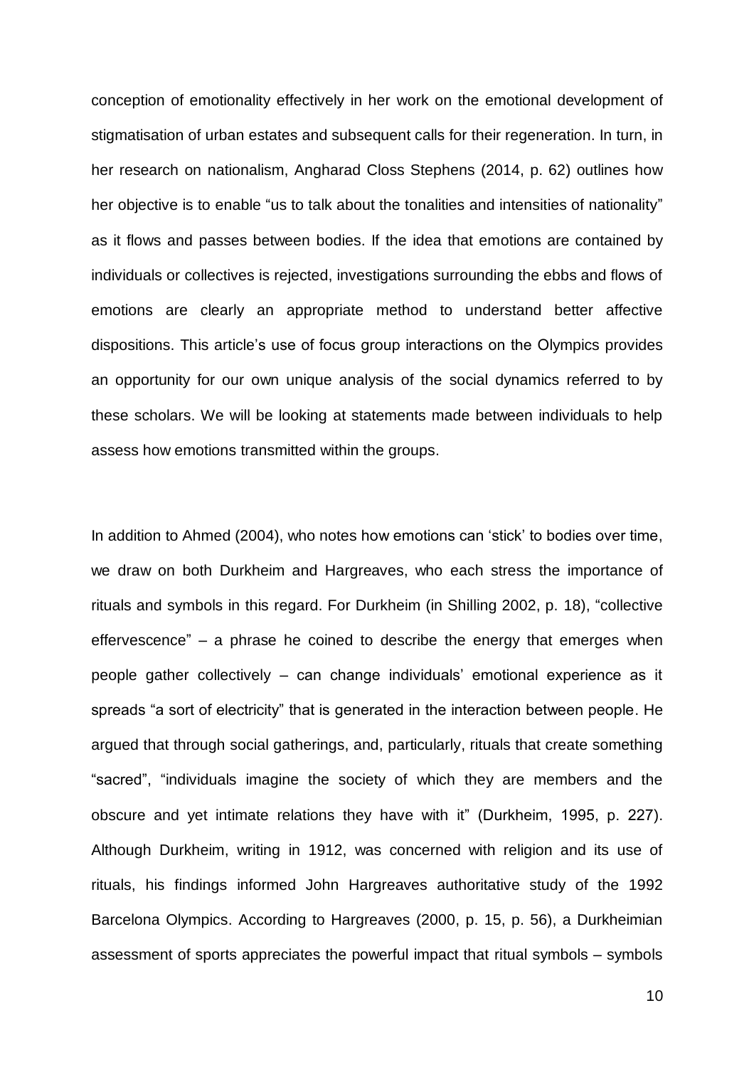conception of emotionality effectively in her work on the emotional development of stigmatisation of urban estates and subsequent calls for their regeneration. In turn, in her research on nationalism, Angharad Closs Stephens (2014, p. 62) outlines how her objective is to enable “us to talk about the tonalities and intensities of nationality” as it flows and passes between bodies. If the idea that emotions are contained by individuals or collectives is rejected, investigations surrounding the ebbs and flows of emotions are clearly an appropriate method to understand better affective dispositions. This article’s use of focus group interactions on the Olympics provides an opportunity for our own unique analysis of the social dynamics referred to by these scholars. We will be looking at statements made between individuals to help assess how emotions transmitted within the groups.

In addition to Ahmed (2004), who notes how emotions can ‘stick’ to bodies over time, we draw on both Durkheim and Hargreaves, who each stress the importance of rituals and symbols in this regard. For Durkheim (in Shilling 2002, p. 18), “collective effervescence” – a phrase he coined to describe the energy that emerges when people gather collectively – can change individuals’ emotional experience as it spreads “a sort of electricity” that is generated in the interaction between people. He argued that through social gatherings, and, particularly, rituals that create something “sacred”, “individuals imagine the society of which they are members and the obscure and yet intimate relations they have with it” (Durkheim, 1995, p. 227). Although Durkheim, writing in 1912, was concerned with religion and its use of rituals, his findings informed John Hargreaves authoritative study of the 1992 Barcelona Olympics. According to Hargreaves (2000, p. 15, p. 56), a Durkheimian assessment of sports appreciates the powerful impact that ritual symbols – symbols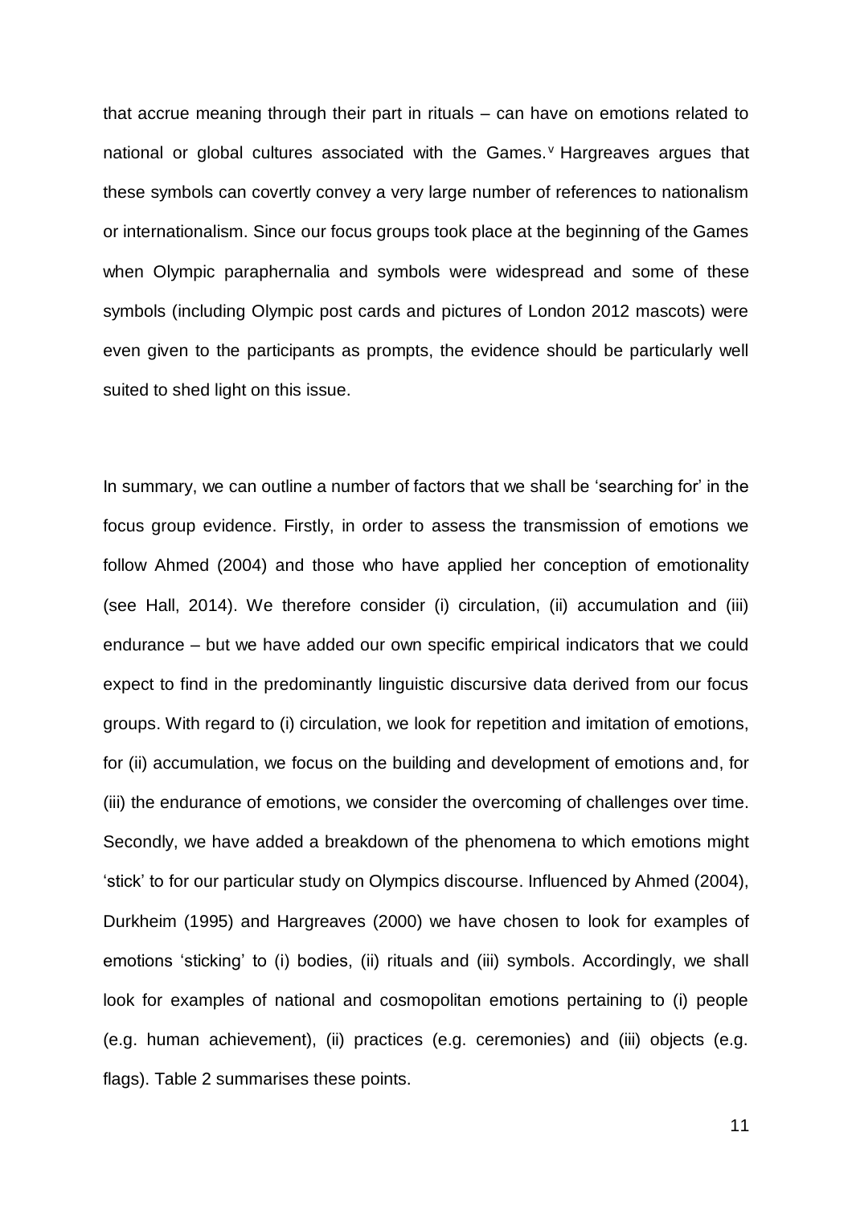that accrue meaning through their part in rituals – can have on emotions related to national or global cultures associated with the Games.[v] Hargreaves argues that these symbols can covertly convey a very large number of references to nationalism or internationalism. Since our focus groups took place at the beginning of the Games when Olympic paraphernalia and symbols were widespread and some of these symbols (including Olympic post cards and pictures of London 2012 mascots) were even given to the participants as prompts, the evidence should be particularly well suited to shed light on this issue.

In summary, we can outline a number of factors that we shall be 'searching for' in the focus group evidence. Firstly, in order to assess the transmission of emotions we follow Ahmed (2004) and those who have applied her conception of emotionality (see Hall, 2014). We therefore consider (i) circulation, (ii) accumulation and (iii) endurance – but we have added our own specific empirical indicators that we could expect to find in the predominantly linguistic discursive data derived from our focus groups. With regard to (i) circulation, we look for repetition and imitation of emotions, for (ii) accumulation, we focus on the building and development of emotions and, for (iii) the endurance of emotions, we consider the overcoming of challenges over time. Secondly, we have added a breakdown of the phenomena to which emotions might 'stick' to for our particular study on Olympics discourse. Influenced by Ahmed (2004), Durkheim (1995) and Hargreaves (2000) we have chosen to look for examples of emotions 'sticking' to (i) bodies, (ii) rituals and (iii) symbols. Accordingly, we shall look for examples of national and cosmopolitan emotions pertaining to (i) people (e.g. human achievement), (ii) practices (e.g. ceremonies) and (iii) objects (e.g. flags). Table 2 summarises these points.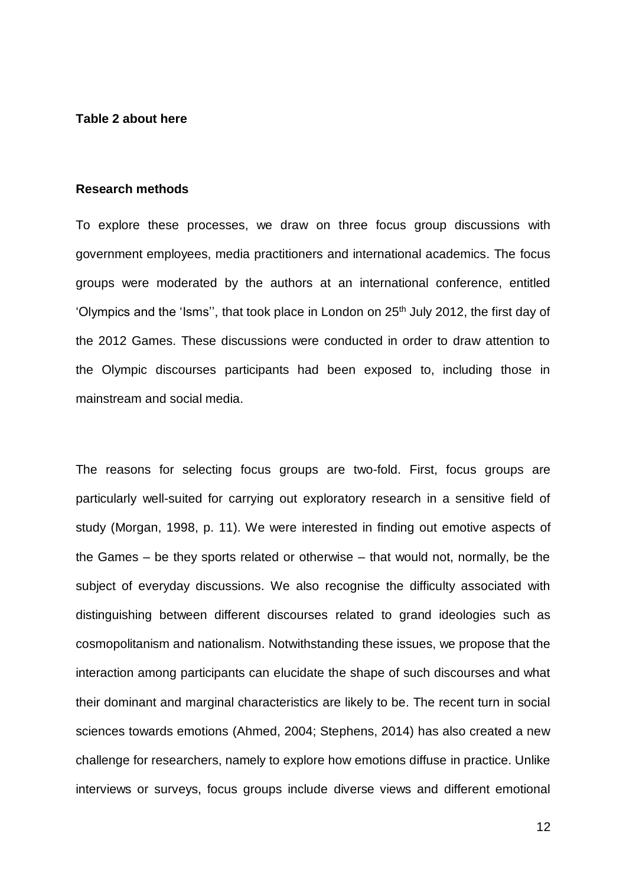**Table 2 about here**

**Research methods**

To explore these processes, we draw on three focus group discussions with government employees, media practitioners and international academics. The focus groups were moderated by the authors at an international conference, entitled 'Olympics and the 'Isms'', that took place in London on 25th July 2012, the first day of the 2012 Games. These discussions were conducted in order to draw attention to the Olympic discourses participants had been exposed to, including those in mainstream and social media.

The reasons for selecting focus groups are two-fold. First, focus groups are particularly well-suited for carrying out exploratory research in a sensitive field of study (Morgan, 1998, p. 11). We were interested in finding out emotive aspects of the Games – be they sports related or otherwise – that would not, normally, be the subject of everyday discussions. We also recognise the difficulty associated with distinguishing between different discourses related to grand ideologies such as cosmopolitanism and nationalism. Notwithstanding these issues, we propose that the interaction among participants can elucidate the shape of such discourses and what their dominant and marginal characteristics are likely to be. The recent turn in social sciences towards emotions (Ahmed, 2004; Stephens, 2014) has also created a new challenge for researchers, namely to explore how emotions diffuse in practice. Unlike interviews or surveys, focus groups include diverse views and different emotional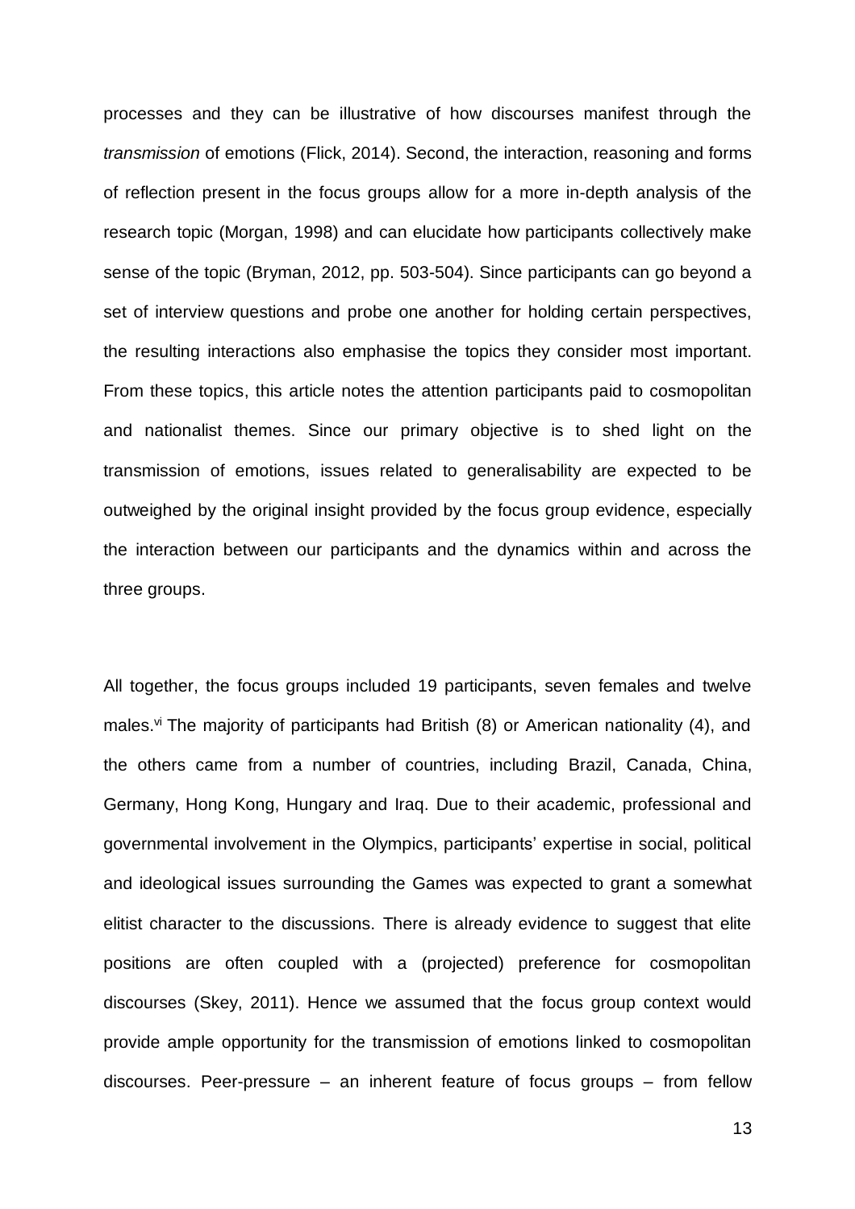processes and they can be illustrative of how discourses manifest through the *transmission* of emotions (Flick, 2014). Second, the interaction, reasoning and forms of reflection present in the focus groups allow for a more in-depth analysis of the research topic (Morgan, 1998) and can elucidate how participants collectively make sense of the topic (Bryman, 2012, pp. 503-504). Since participants can go beyond a set of interview questions and probe one another for holding certain perspectives, the resulting interactions also emphasise the topics they consider most important. From these topics, this article notes the attention participants paid to cosmopolitan and nationalist themes. Since our primary objective is to shed light on the transmission of emotions, issues related to generalisability are expected to be outweighed by the original insight provided by the focus group evidence, especially the interaction between our participants and the dynamics within and across the three groups.

All together, the focus groups included 19 participants, seven females and twelve males.[vi] The majority of participants had British (8) or American nationality (4), and the others came from a number of countries, including Brazil, Canada, China, Germany, Hong Kong, Hungary and Iraq. Due to their academic, professional and governmental involvement in the Olympics, participants' expertise in social, political and ideological issues surrounding the Games was expected to grant a somewhat elitist character to the discussions. There is already evidence to suggest that elite positions are often coupled with a (projected) preference for cosmopolitan discourses (Skey, 2011). Hence we assumed that the focus group context would provide ample opportunity for the transmission of emotions linked to cosmopolitan discourses. Peer-pressure – an inherent feature of focus groups – from fellow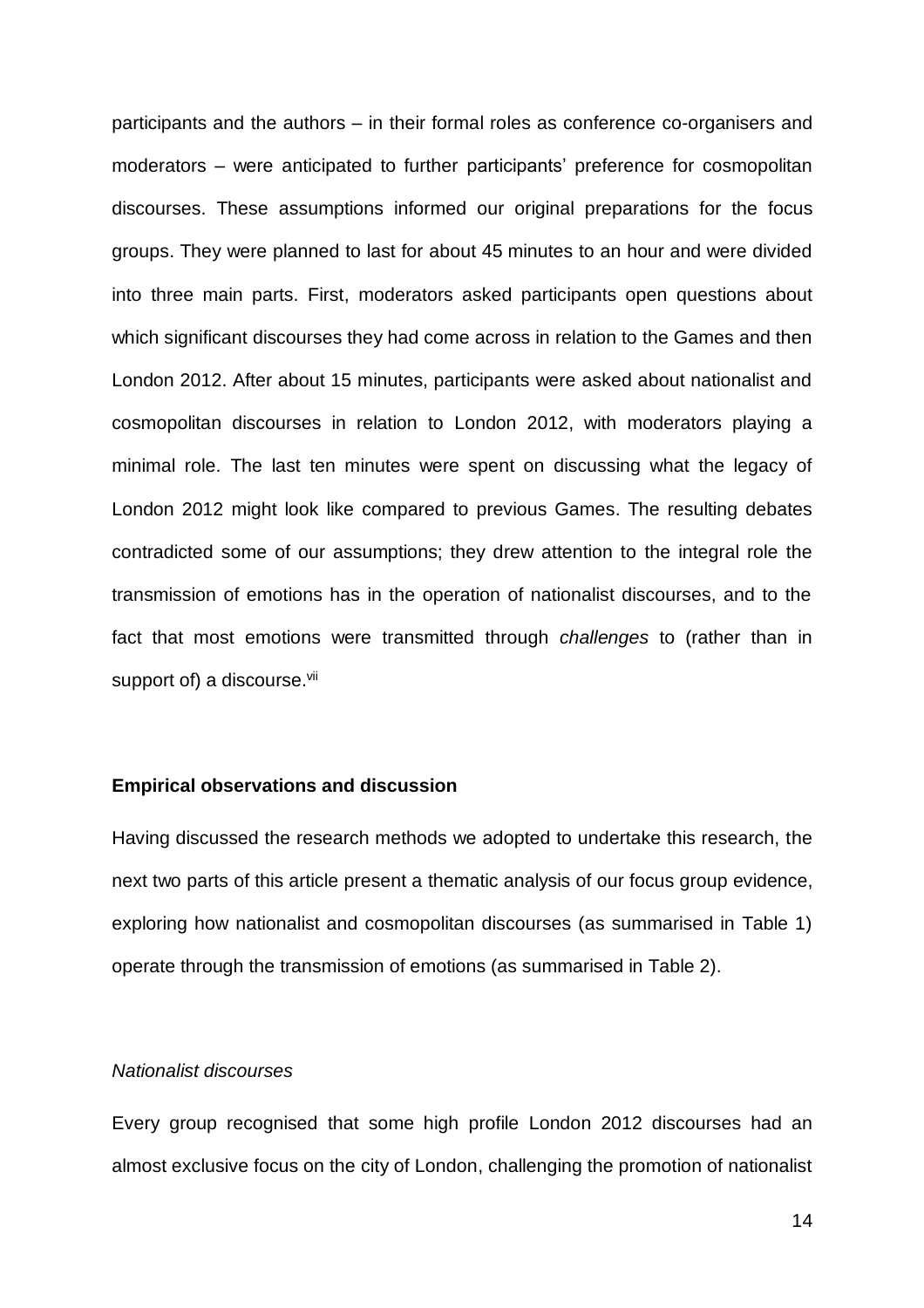participants and the authors – in their formal roles as conference co-organisers and moderators – were anticipated to further participants' preference for cosmopolitan discourses. These assumptions informed our original preparations for the focus groups. They were planned to last for about 45 minutes to an hour and were divided into three main parts. First, moderators asked participants open questions about which significant discourses they had come across in relation to the Games and then London 2012. After about 15 minutes, participants were asked about nationalist and cosmopolitan discourses in relation to London 2012, with moderators playing a minimal role. The last ten minutes were spent on discussing what the legacy of London 2012 might look like compared to previous Games. The resulting debates contradicted some of our assumptions; they drew attention to the integral role the transmission of emotions has in the operation of nationalist discourses, and to the fact that most emotions were transmitted through *challenges* to (rather than in support of) a discourse.[vii]

## Empirical observations and discussion

Having discussed the research methods we adopted to undertake this research, the next two parts of this article present a thematic analysis of our focus group evidence, exploring how nationalist and cosmopolitan discourses (as summarised in Table 1) operate through the transmission of emotions (as summarised in Table 2).

### *Nationalist discourses*

Every group recognised that some high profile London 2012 discourses had an almost exclusive focus on the city of London, challenging the promotion of nationalist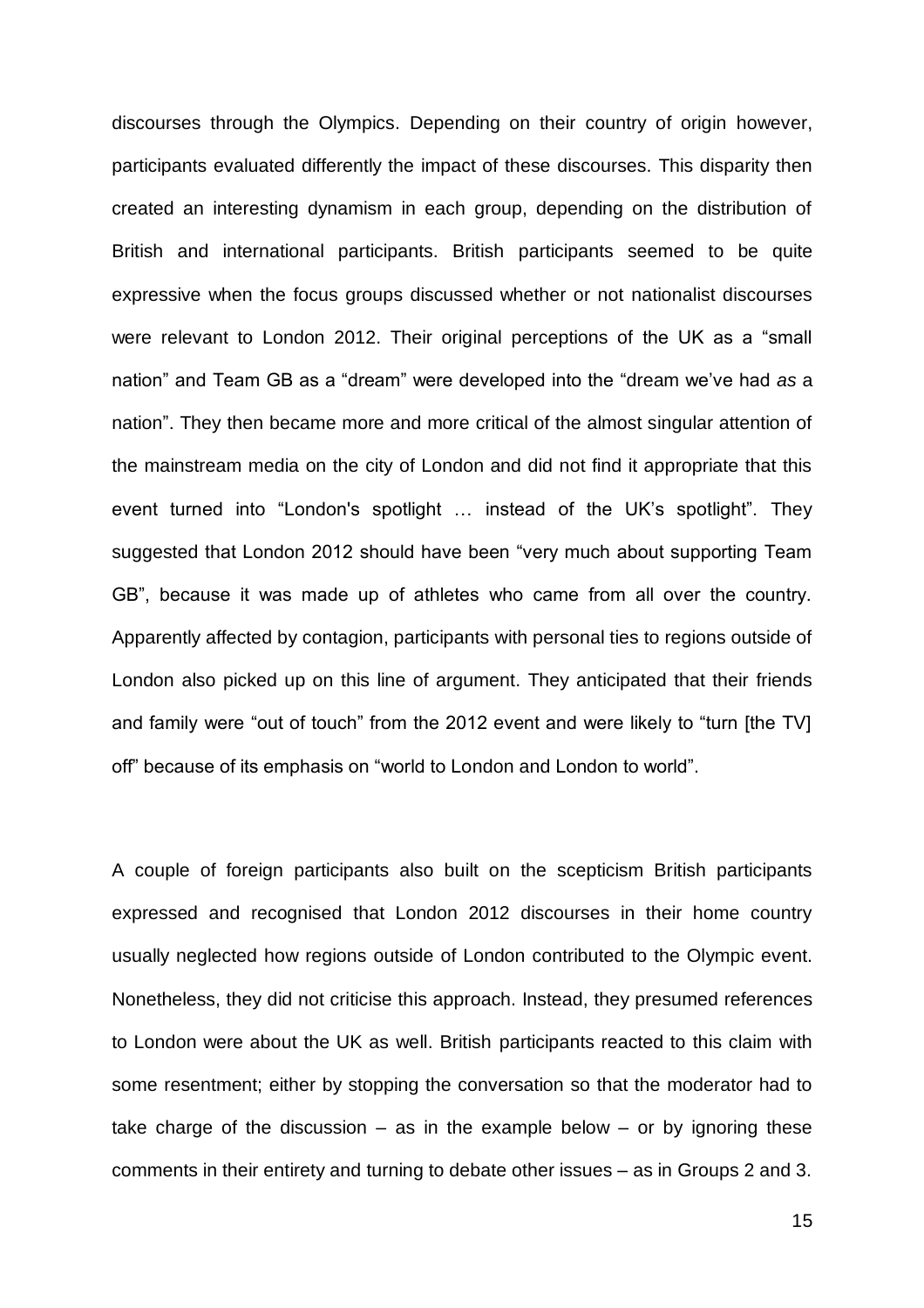discourses through the Olympics. Depending on their country of origin however, participants evaluated differently the impact of these discourses. This disparity then created an interesting dynamism in each group, depending on the distribution of British and international participants. British participants seemed to be quite expressive when the focus groups discussed whether or not nationalist discourses were relevant to London 2012. Their original perceptions of the UK as a "small nation" and Team GB as a "dream" were developed into the "dream we've had *as* a nation". They then became more and more critical of the almost singular attention of the mainstream media on the city of London and did not find it appropriate that this event turned into "London's spotlight … instead of the UK's spotlight". They suggested that London 2012 should have been "very much about supporting Team GB", because it was made up of athletes who came from all over the country. Apparently affected by contagion, participants with personal ties to regions outside of London also picked up on this line of argument. They anticipated that their friends and family were "out of touch" from the 2012 event and were likely to "turn [the TV] off" because of its emphasis on "world to London and London to world".

A couple of foreign participants also built on the scepticism British participants expressed and recognised that London 2012 discourses in their home country usually neglected how regions outside of London contributed to the Olympic event. Nonetheless, they did not criticise this approach. Instead, they presumed references to London were about the UK as well. British participants reacted to this claim with some resentment; either by stopping the conversation so that the moderator had to take charge of the discussion – as in the example below – or by ignoring these comments in their entirety and turning to debate other issues – as in Groups 2 and 3.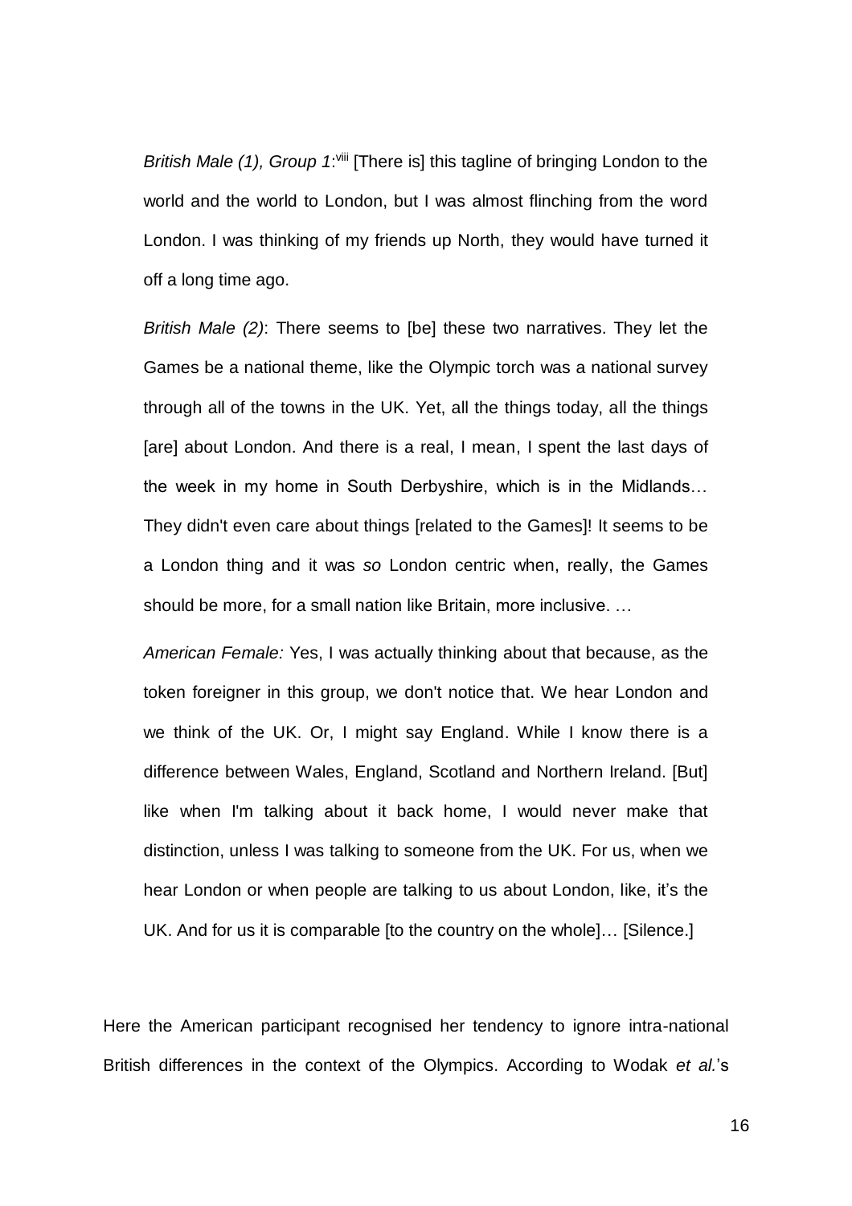*British Male (1), Group 1*:[viii] [There is] this tagline of bringing London to the world and the world to London, but I was almost flinching from the word London. I was thinking of my friends up North, they would have turned it off a long time ago.

*British Male (2)*: There seems to [be] these two narratives. They let the Games be a national theme, like the Olympic torch was a national survey through all of the towns in the UK. Yet, all the things today, all the things [are] about London. And there is a real, I mean, I spent the last days of the week in my home in South Derbyshire, which is in the Midlands… They didn't even care about things [related to the Games]! It seems to be a London thing and it was *so* London centric when, really, the Games should be more, for a small nation like Britain, more inclusive. …

*American Female:* Yes, I was actually thinking about that because, as the token foreigner in this group, we don't notice that. We hear London and we think of the UK. Or, I might say England. While I know there is a difference between Wales, England, Scotland and Northern Ireland. [But] like when I'm talking about it back home, I would never make that distinction, unless I was talking to someone from the UK. For us, when we hear London or when people are talking to us about London, like, it's the UK. And for us it is comparable [to the country on the whole]… [Silence.]

Here the American participant recognised her tendency to ignore intra-national British differences in the context of the Olympics. According to Wodak *et al.*'s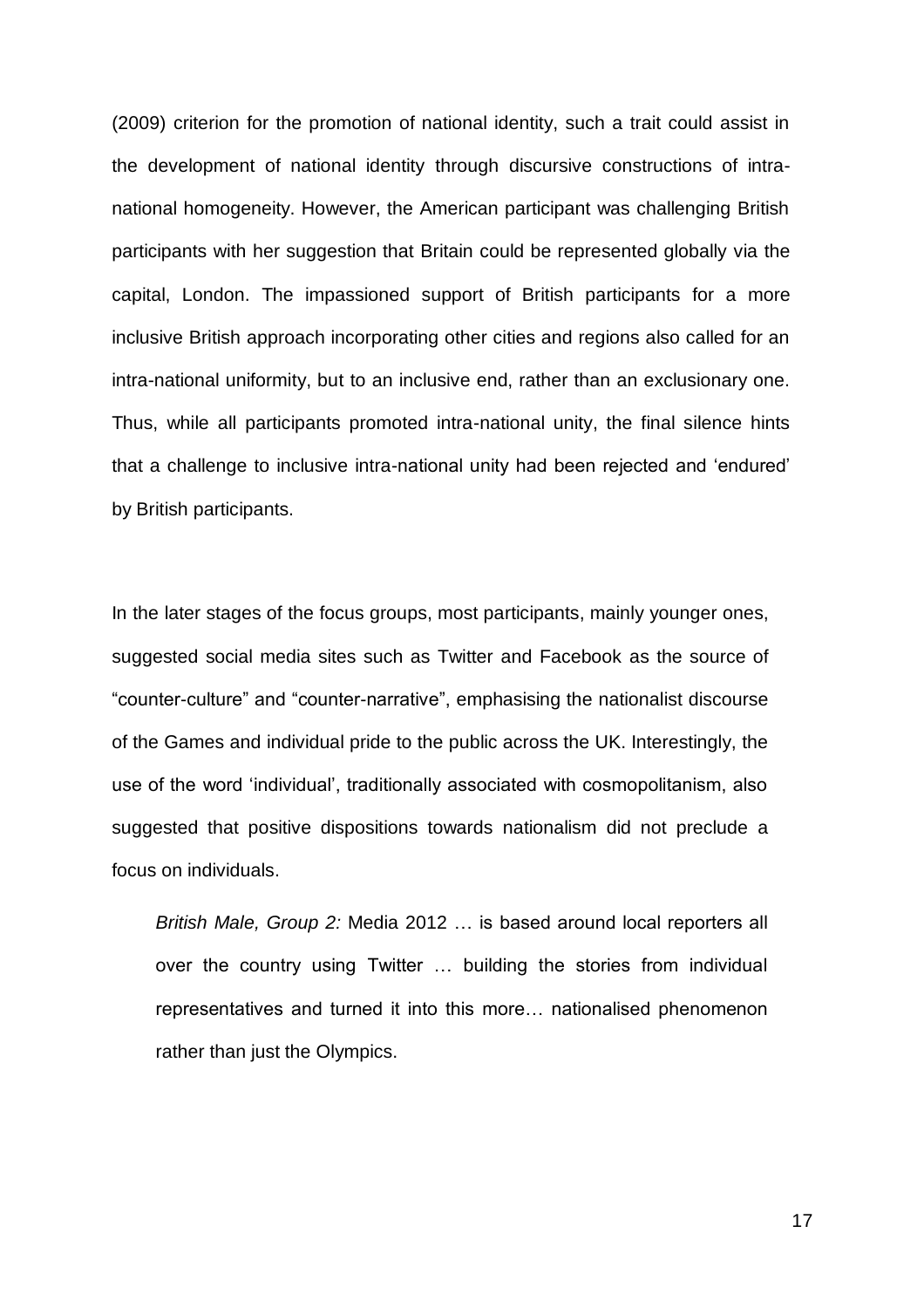(2009) criterion for the promotion of national identity, such a trait could assist in the development of national identity through discursive constructions of intra-national homogeneity. However, the American participant was challenging British participants with her suggestion that Britain could be represented globally via the capital, London. The impassioned support of British participants for a more inclusive British approach incorporating other cities and regions also called for an intra-national uniformity, but to an inclusive end, rather than an exclusionary one. Thus, while all participants promoted intra-national unity, the final silence hints that a challenge to inclusive intra-national unity had been rejected and 'endured' by British participants.

In the later stages of the focus groups, most participants, mainly younger ones, suggested social media sites such as Twitter and Facebook as the source of "counter-culture" and "counter-narrative", emphasising the nationalist discourse of the Games and individual pride to the public across the UK. Interestingly, the use of the word 'individual', traditionally associated with cosmopolitanism, also suggested that positive dispositions towards nationalism did not preclude a focus on individuals.

> *British Male, Group 2:* Media 2012 … is based around local reporters all over the country using Twitter … building the stories from individual representatives and turned it into this more… nationalised phenomenon rather than just the Olympics.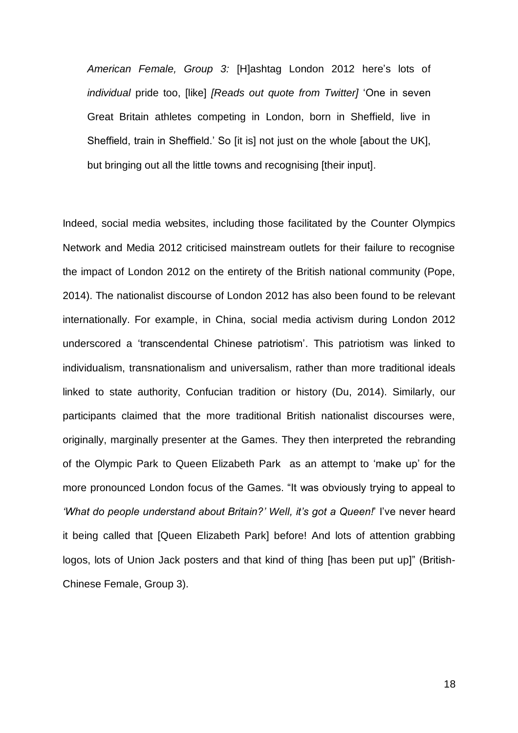> *American Female, Group 3:* [H]ashtag London 2012 here's lots of *individual* pride too, [like] *[Reads out quote from Twitter]* 'One in seven Great Britain athletes competing in London, born in Sheffield, live in Sheffield, train in Sheffield.' So [it is] not just on the whole [about the UK], but bringing out all the little towns and recognising [their input].

Indeed, social media websites, including those facilitated by the Counter Olympics Network and Media 2012 criticised mainstream outlets for their failure to recognise the impact of London 2012 on the entirety of the British national community (Pope, 2014). The nationalist discourse of London 2012 has also been found to be relevant internationally. For example, in China, social media activism during London 2012 underscored a 'transcendental Chinese patriotism'. This patriotism was linked to individualism, transnationalism and universalism, rather than more traditional ideals linked to state authority, Confucian tradition or history (Du, 2014). Similarly, our participants claimed that the more traditional British nationalist discourses were, originally, marginally presenter at the Games. They then interpreted the rebranding of the Olympic Park to Queen Elizabeth Park as an attempt to 'make up' for the more pronounced London focus of the Games. "It was obviously trying to appeal to *'What do people understand about Britain?' Well, it's got a Queen!*' I've never heard it being called that [Queen Elizabeth Park] before! And lots of attention grabbing logos, lots of Union Jack posters and that kind of thing [has been put up]" (British-Chinese Female, Group 3).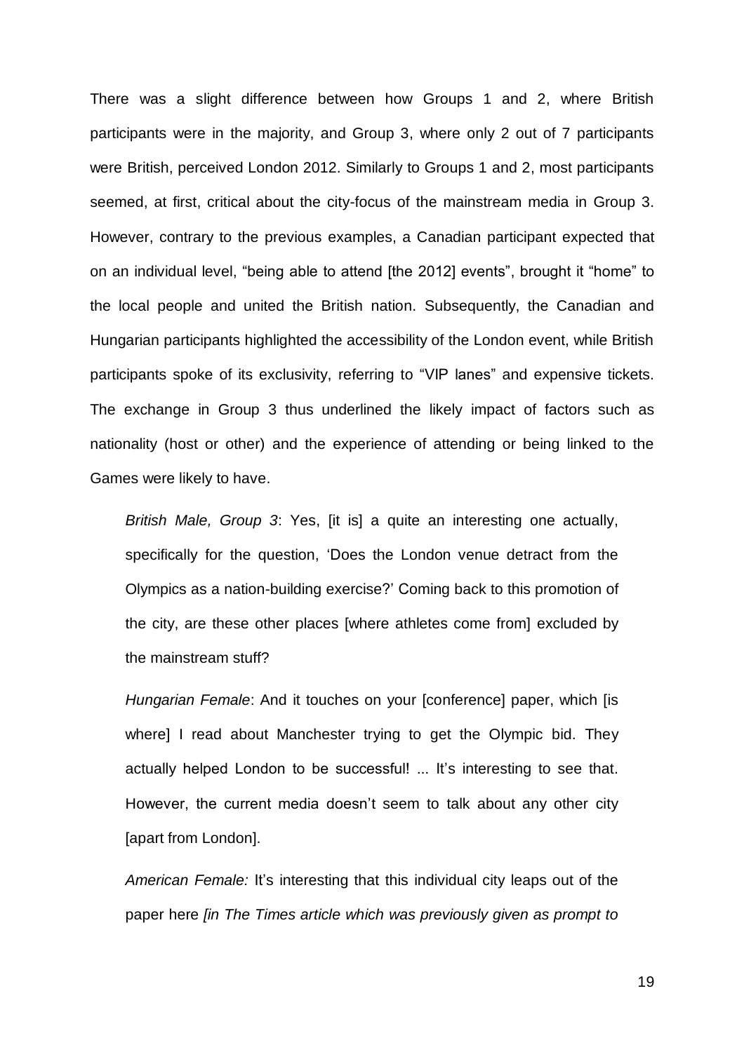There was a slight difference between how Groups 1 and 2, where British participants were in the majority, and Group 3, where only 2 out of 7 participants were British, perceived London 2012. Similarly to Groups 1 and 2, most participants seemed, at first, critical about the city-focus of the mainstream media in Group 3. However, contrary to the previous examples, a Canadian participant expected that on an individual level, "being able to attend [the 2012] events", brought it "home" to the local people and united the British nation. Subsequently, the Canadian and Hungarian participants highlighted the accessibility of the London event, while British participants spoke of its exclusivity, referring to "VIP lanes" and expensive tickets. The exchange in Group 3 thus underlined the likely impact of factors such as nationality (host or other) and the experience of attending or being linked to the Games were likely to have.

> *British Male, Group 3*: Yes, [it is] a quite an interesting one actually, specifically for the question, 'Does the London venue detract from the Olympics as a nation-building exercise?' Coming back to this promotion of the city, are these other places [where athletes come from] excluded by the mainstream stuff?
>
> *Hungarian Female*: And it touches on your [conference] paper, which [is where] I read about Manchester trying to get the Olympic bid. They actually helped London to be successful! ... It's interesting to see that. However, the current media doesn't seem to talk about any other city [apart from London].
>
> *American Female:* It's interesting that this individual city leaps out of the paper here *[in The Times article which was previously given as prompt to*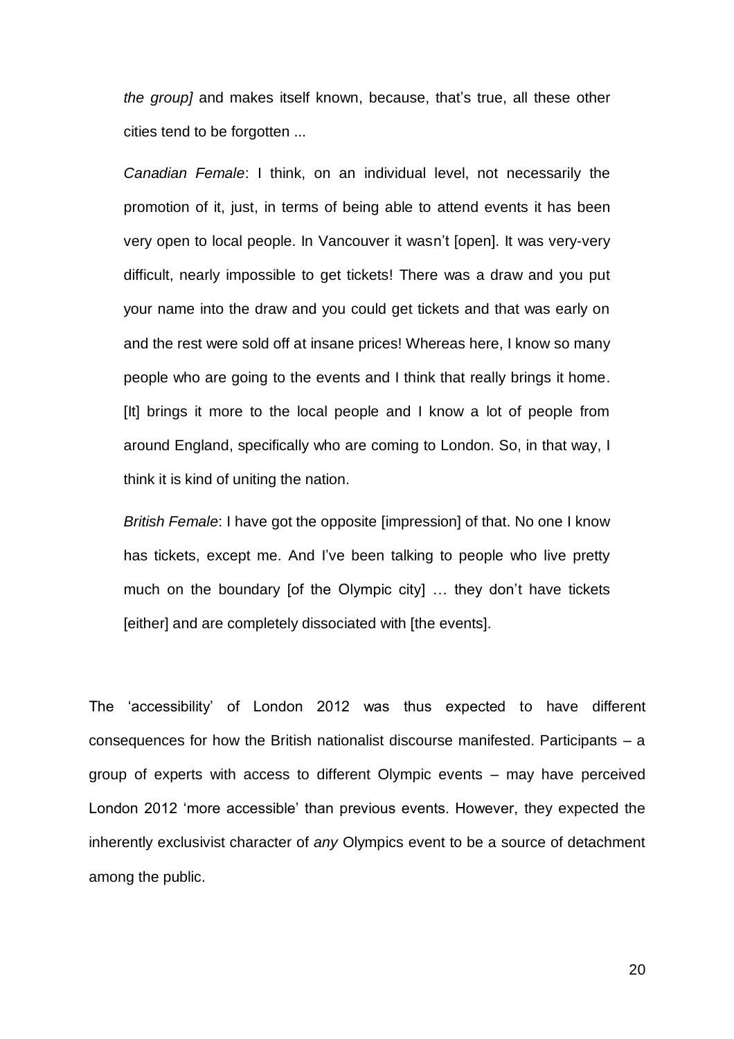*the group]* and makes itself known, because, that's true, all these other cities tend to be forgotten ...

*Canadian Female*: I think, on an individual level, not necessarily the promotion of it, just, in terms of being able to attend events it has been very open to local people. In Vancouver it wasn't [open]. It was very-very difficult, nearly impossible to get tickets! There was a draw and you put your name into the draw and you could get tickets and that was early on and the rest were sold off at insane prices! Whereas here, I know so many people who are going to the events and I think that really brings it home. [It] brings it more to the local people and I know a lot of people from around England, specifically who are coming to London. So, in that way, I think it is kind of uniting the nation.

*British Female*: I have got the opposite [impression] of that. No one I know has tickets, except me. And I've been talking to people who live pretty much on the boundary [of the Olympic city] … they don't have tickets [either] and are completely dissociated with [the events].

The 'accessibility' of London 2012 was thus expected to have different consequences for how the British nationalist discourse manifested. Participants – a group of experts with access to different Olympic events – may have perceived London 2012 'more accessible' than previous events. However, they expected the inherently exclusivist character of *any* Olympics event to be a source of detachment among the public.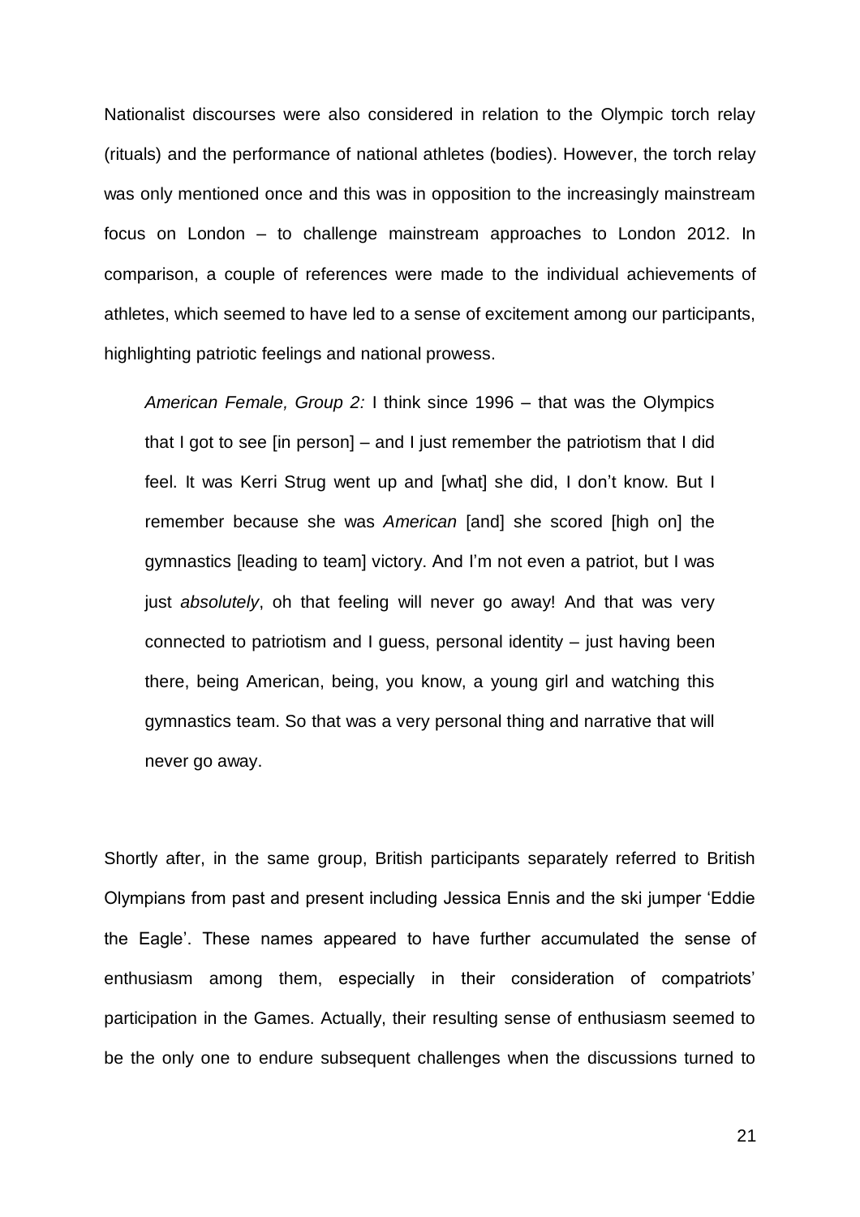Nationalist discourses were also considered in relation to the Olympic torch relay (rituals) and the performance of national athletes (bodies). However, the torch relay was only mentioned once and this was in opposition to the increasingly mainstream focus on London – to challenge mainstream approaches to London 2012. In comparison, a couple of references were made to the individual achievements of athletes, which seemed to have led to a sense of excitement among our participants, highlighting patriotic feelings and national prowess.

> *American Female, Group 2:* I think since 1996 – that was the Olympics that I got to see [in person] – and I just remember the patriotism that I did feel. It was Kerri Strug went up and [what] she did, I don't know. But I remember because she was *American* [and] she scored [high on] the gymnastics [leading to team] victory. And I'm not even a patriot, but I was just *absolutely*, oh that feeling will never go away! And that was very connected to patriotism and I guess, personal identity – just having been there, being American, being, you know, a young girl and watching this gymnastics team. So that was a very personal thing and narrative that will never go away.

Shortly after, in the same group, British participants separately referred to British Olympians from past and present including Jessica Ennis and the ski jumper 'Eddie the Eagle'. These names appeared to have further accumulated the sense of enthusiasm among them, especially in their consideration of compatriots' participation in the Games. Actually, their resulting sense of enthusiasm seemed to be the only one to endure subsequent challenges when the discussions turned to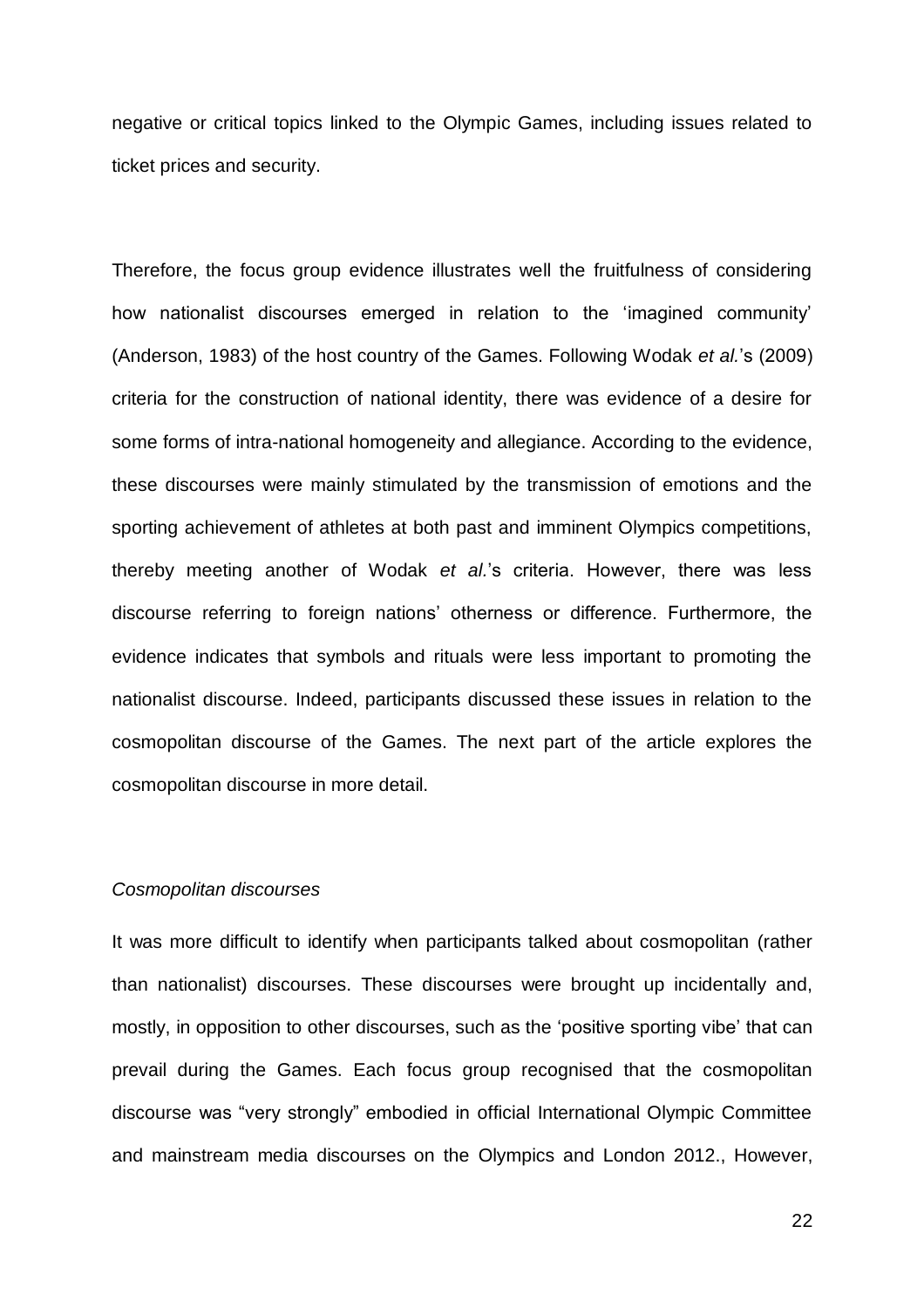negative or critical topics linked to the Olympic Games, including issues related to ticket prices and security.

Therefore, the focus group evidence illustrates well the fruitfulness of considering how nationalist discourses emerged in relation to the 'imagined community' (Anderson, 1983) of the host country of the Games. Following Wodak *et al.*'s (2009) criteria for the construction of national identity, there was evidence of a desire for some forms of intra-national homogeneity and allegiance. According to the evidence, these discourses were mainly stimulated by the transmission of emotions and the sporting achievement of athletes at both past and imminent Olympics competitions, thereby meeting another of Wodak *et al.*'s criteria. However, there was less discourse referring to foreign nations' otherness or difference. Furthermore, the evidence indicates that symbols and rituals were less important to promoting the nationalist discourse. Indeed, participants discussed these issues in relation to the cosmopolitan discourse of the Games. The next part of the article explores the cosmopolitan discourse in more detail.

*Cosmopolitan discourses*

It was more difficult to identify when participants talked about cosmopolitan (rather than nationalist) discourses. These discourses were brought up incidentally and, mostly, in opposition to other discourses, such as the 'positive sporting vibe' that can prevail during the Games. Each focus group recognised that the cosmopolitan discourse was "very strongly" embodied in official International Olympic Committee and mainstream media discourses on the Olympics and London 2012., However,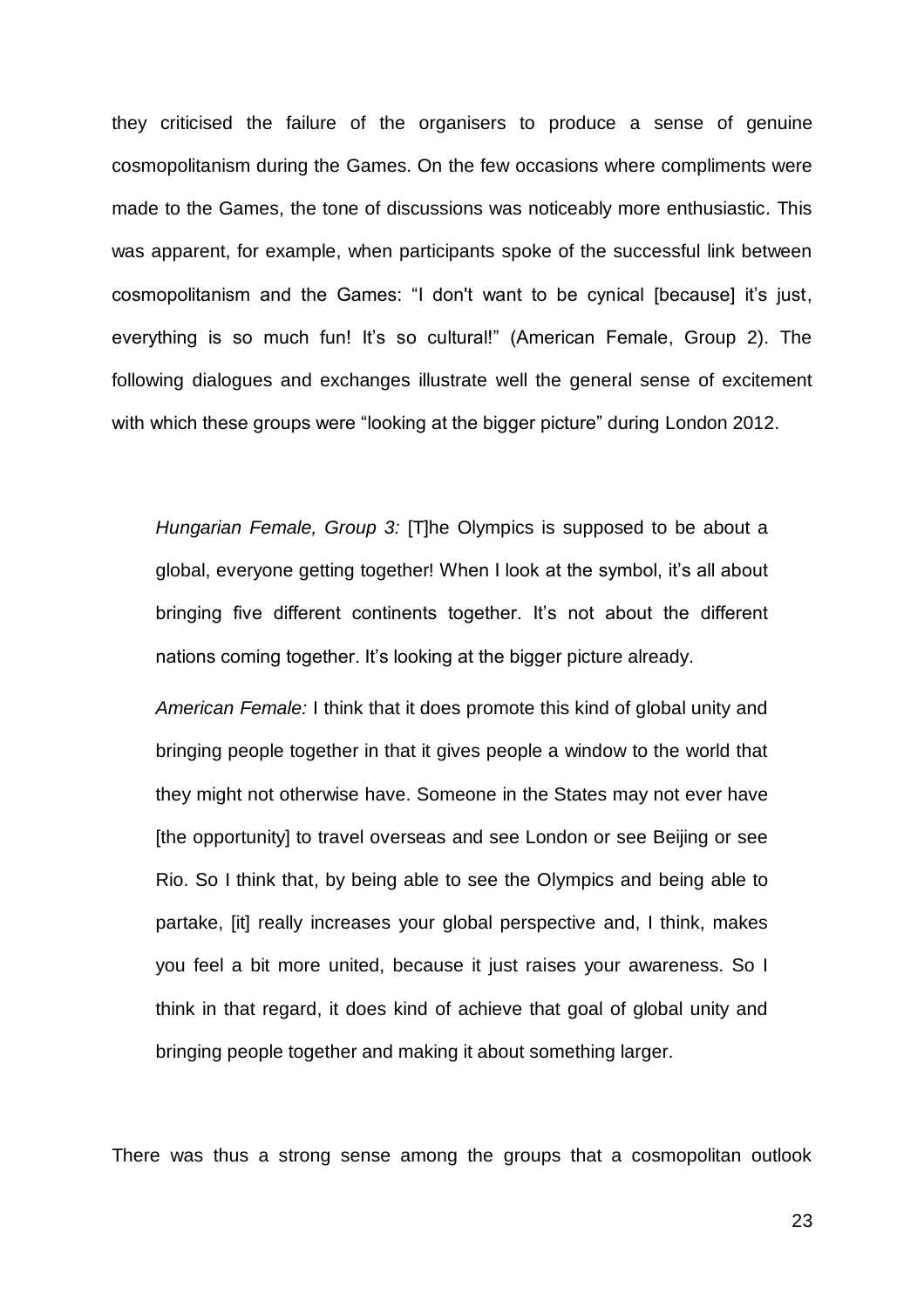they criticised the failure of the organisers to produce a sense of genuine cosmopolitanism during the Games. On the few occasions where compliments were made to the Games, the tone of discussions was noticeably more enthusiastic. This was apparent, for example, when participants spoke of the successful link between cosmopolitanism and the Games: "I don't want to be cynical [because] it's just, everything is so much fun! It's so cultural!" (American Female, Group 2). The following dialogues and exchanges illustrate well the general sense of excitement with which these groups were "looking at the bigger picture" during London 2012.

> *Hungarian Female, Group 3:* [T]he Olympics is supposed to be about a global, everyone getting together! When I look at the symbol, it's all about bringing five different continents together. It's not about the different nations coming together. It's looking at the bigger picture already.
>
> *American Female:* I think that it does promote this kind of global unity and bringing people together in that it gives people a window to the world that they might not otherwise have. Someone in the States may not ever have [the opportunity] to travel overseas and see London or see Beijing or see Rio. So I think that, by being able to see the Olympics and being able to partake, [it] really increases your global perspective and, I think, makes you feel a bit more united, because it just raises your awareness. So I think in that regard, it does kind of achieve that goal of global unity and bringing people together and making it about something larger.

There was thus a strong sense among the groups that a cosmopolitan outlook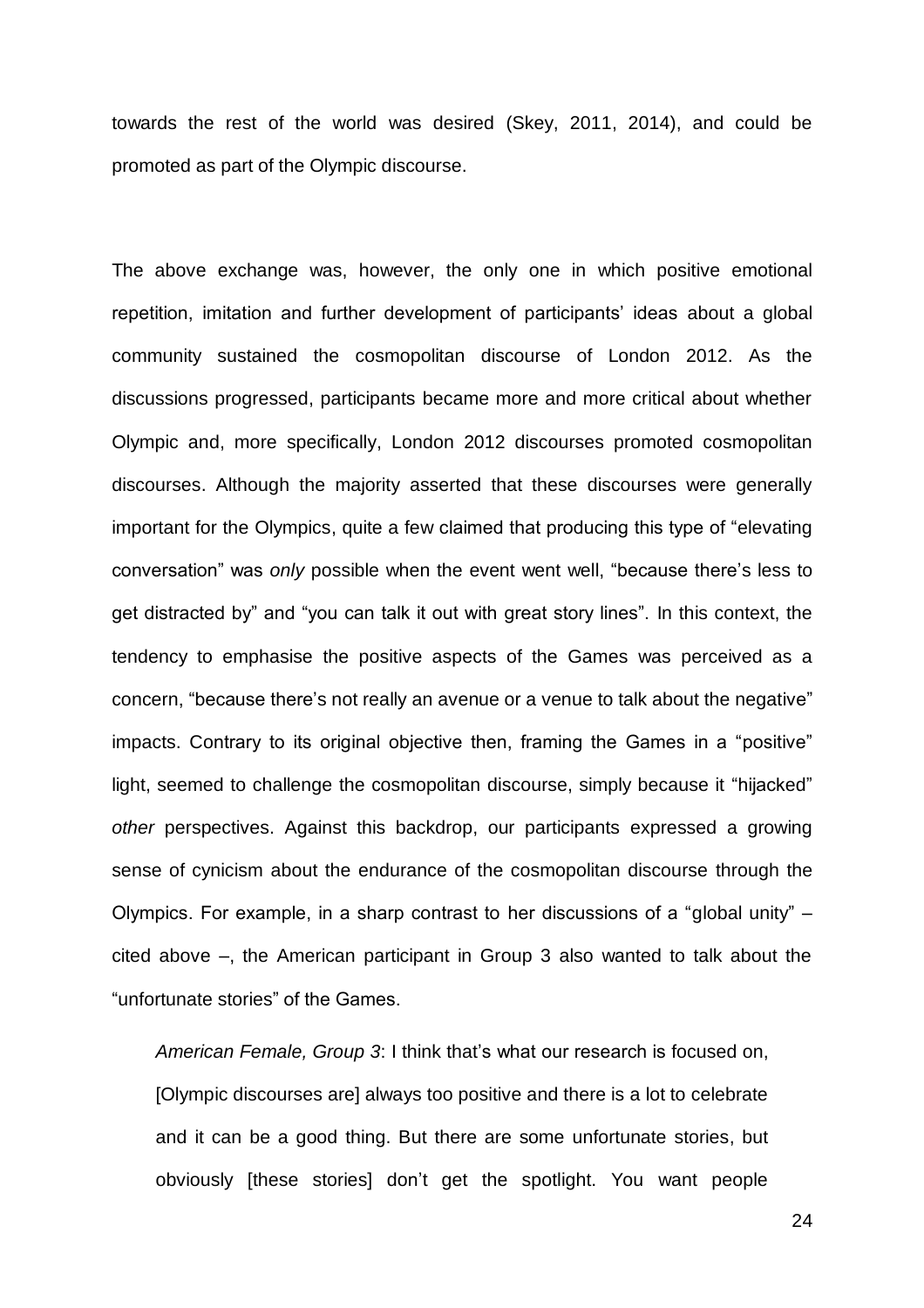towards the rest of the world was desired (Skey, 2011, 2014), and could be promoted as part of the Olympic discourse.

The above exchange was, however, the only one in which positive emotional repetition, imitation and further development of participants' ideas about a global community sustained the cosmopolitan discourse of London 2012. As the discussions progressed, participants became more and more critical about whether Olympic and, more specifically, London 2012 discourses promoted cosmopolitan discourses. Although the majority asserted that these discourses were generally important for the Olympics, quite a few claimed that producing this type of "elevating conversation" was *only* possible when the event went well, "because there's less to get distracted by" and "you can talk it out with great story lines". In this context, the tendency to emphasise the positive aspects of the Games was perceived as a concern, "because there's not really an avenue or a venue to talk about the negative" impacts. Contrary to its original objective then, framing the Games in a "positive" light, seemed to challenge the cosmopolitan discourse, simply because it "hijacked" *other* perspectives. Against this backdrop, our participants expressed a growing sense of cynicism about the endurance of the cosmopolitan discourse through the Olympics. For example, in a sharp contrast to her discussions of a "global unity" – cited above –, the American participant in Group 3 also wanted to talk about the "unfortunate stories" of the Games.

> *American Female, Group 3*: I think that's what our research is focused on, [Olympic discourses are] always too positive and there is a lot to celebrate and it can be a good thing. But there are some unfortunate stories, but obviously [these stories] don't get the spotlight. You want people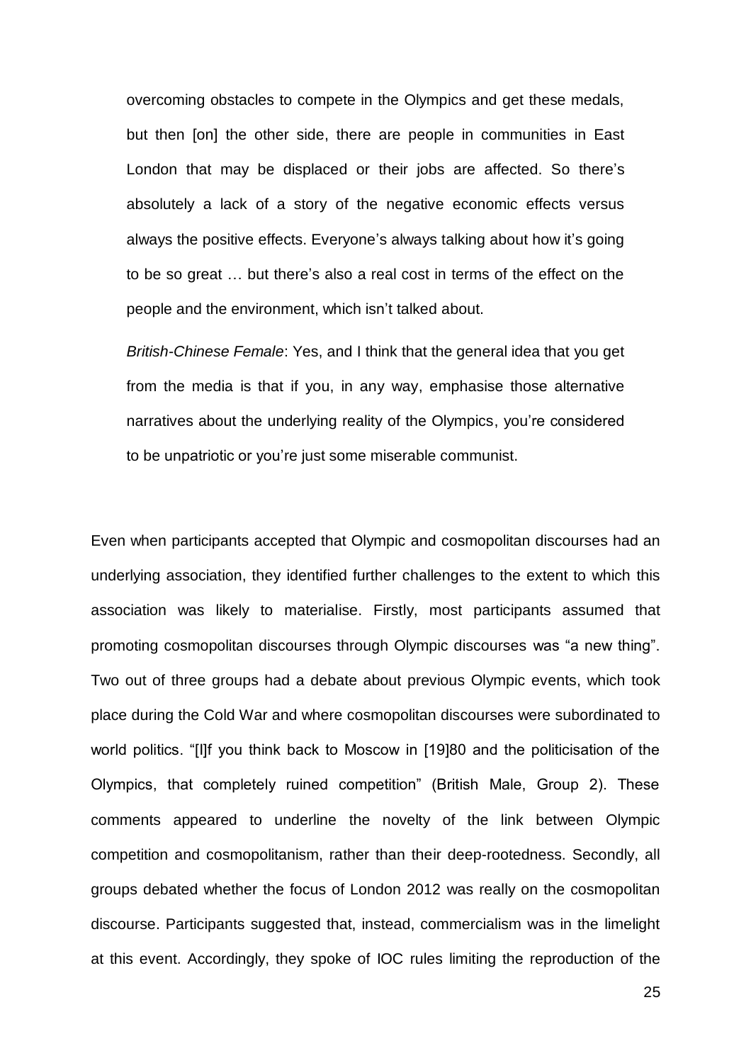> overcoming obstacles to compete in the Olympics and get these medals, but then [on] the other side, there are people in communities in East London that may be displaced or their jobs are affected. So there's absolutely a lack of a story of the negative economic effects versus always the positive effects. Everyone's always talking about how it's going to be so great … but there's also a real cost in terms of the effect on the people and the environment, which isn't talked about.
>
> *British-Chinese Female*: Yes, and I think that the general idea that you get from the media is that if you, in any way, emphasise those alternative narratives about the underlying reality of the Olympics, you're considered to be unpatriotic or you're just some miserable communist.

Even when participants accepted that Olympic and cosmopolitan discourses had an underlying association, they identified further challenges to the extent to which this association was likely to materialise. Firstly, most participants assumed that promoting cosmopolitan discourses through Olympic discourses was "a new thing". Two out of three groups had a debate about previous Olympic events, which took place during the Cold War and where cosmopolitan discourses were subordinated to world politics. "[I]f you think back to Moscow in [19]80 and the politicisation of the Olympics, that completely ruined competition" (British Male, Group 2). These comments appeared to underline the novelty of the link between Olympic competition and cosmopolitanism, rather than their deep-rootedness. Secondly, all groups debated whether the focus of London 2012 was really on the cosmopolitan discourse. Participants suggested that, instead, commercialism was in the limelight at this event. Accordingly, they spoke of IOC rules limiting the reproduction of the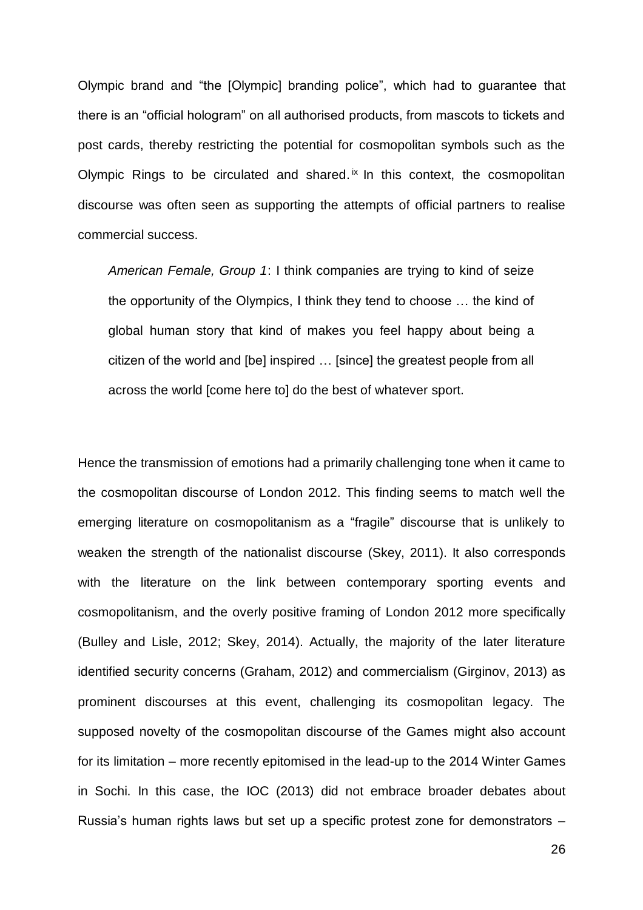Olympic brand and "the [Olympic] branding police", which had to guarantee that there is an "official hologram" on all authorised products, from mascots to tickets and post cards, thereby restricting the potential for cosmopolitan symbols such as the Olympic Rings to be circulated and shared.[ix] In this context, the cosmopolitan discourse was often seen as supporting the attempts of official partners to realise commercial success.

> *American Female, Group 1*: I think companies are trying to kind of seize the opportunity of the Olympics, I think they tend to choose … the kind of global human story that kind of makes you feel happy about being a citizen of the world and [be] inspired … [since] the greatest people from all across the world [come here to] do the best of whatever sport.

Hence the transmission of emotions had a primarily challenging tone when it came to the cosmopolitan discourse of London 2012. This finding seems to match well the emerging literature on cosmopolitanism as a "fragile" discourse that is unlikely to weaken the strength of the nationalist discourse (Skey, 2011). It also corresponds with the literature on the link between contemporary sporting events and cosmopolitanism, and the overly positive framing of London 2012 more specifically (Bulley and Lisle, 2012; Skey, 2014). Actually, the majority of the later literature identified security concerns (Graham, 2012) and commercialism (Girginov, 2013) as prominent discourses at this event, challenging its cosmopolitan legacy. The supposed novelty of the cosmopolitan discourse of the Games might also account for its limitation – more recently epitomised in the lead-up to the 2014 Winter Games in Sochi. In this case, the IOC (2013) did not embrace broader debates about Russia's human rights laws but set up a specific protest zone for demonstrators –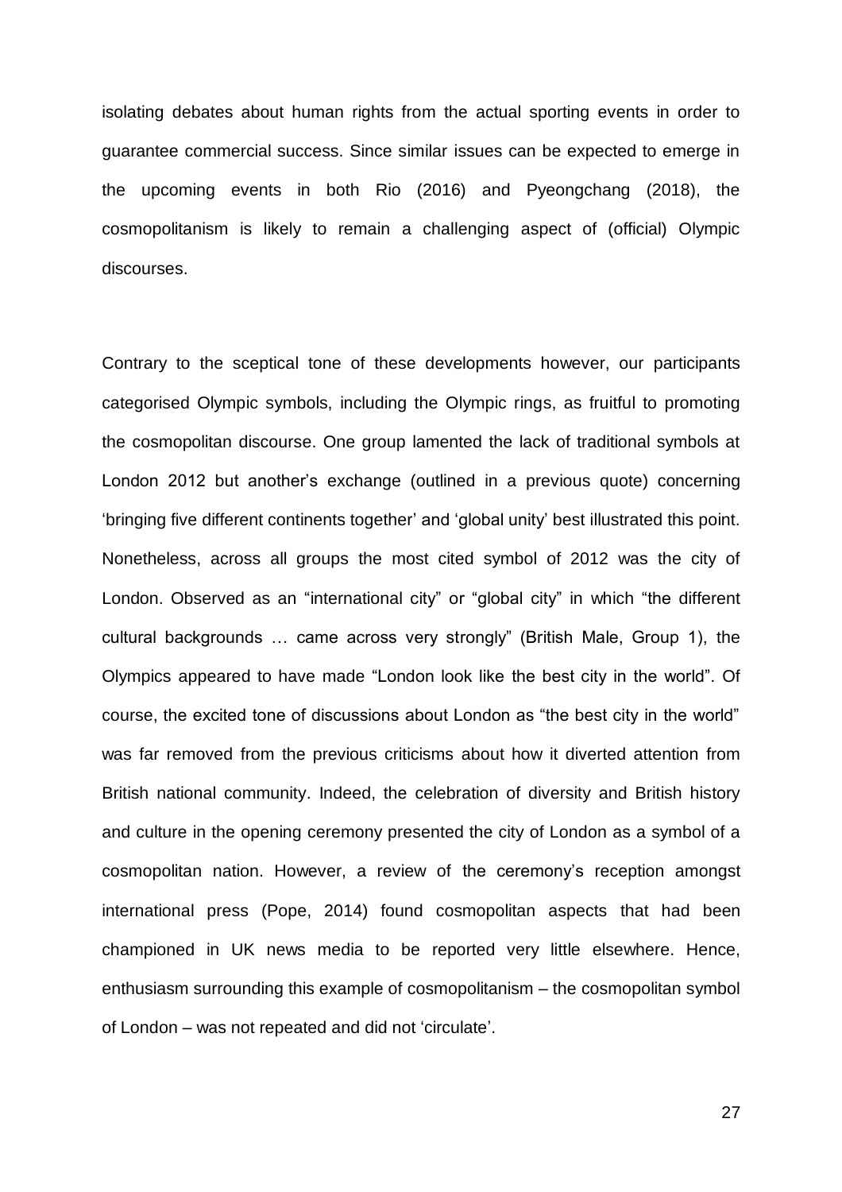isolating debates about human rights from the actual sporting events in order to guarantee commercial success. Since similar issues can be expected to emerge in the upcoming events in both Rio (2016) and Pyeongchang (2018), the cosmopolitanism is likely to remain a challenging aspect of (official) Olympic discourses.

Contrary to the sceptical tone of these developments however, our participants categorised Olympic symbols, including the Olympic rings, as fruitful to promoting the cosmopolitan discourse. One group lamented the lack of traditional symbols at London 2012 but another's exchange (outlined in a previous quote) concerning 'bringing five different continents together' and 'global unity' best illustrated this point. Nonetheless, across all groups the most cited symbol of 2012 was the city of London. Observed as an "international city" or "global city" in which "the different cultural backgrounds … came across very strongly" (British Male, Group 1), the Olympics appeared to have made "London look like the best city in the world". Of course, the excited tone of discussions about London as "the best city in the world" was far removed from the previous criticisms about how it diverted attention from British national community. Indeed, the celebration of diversity and British history and culture in the opening ceremony presented the city of London as a symbol of a cosmopolitan nation. However, a review of the ceremony's reception amongst international press (Pope, 2014) found cosmopolitan aspects that had been championed in UK news media to be reported very little elsewhere. Hence, enthusiasm surrounding this example of cosmopolitanism – the cosmopolitan symbol of London – was not repeated and did not 'circulate'.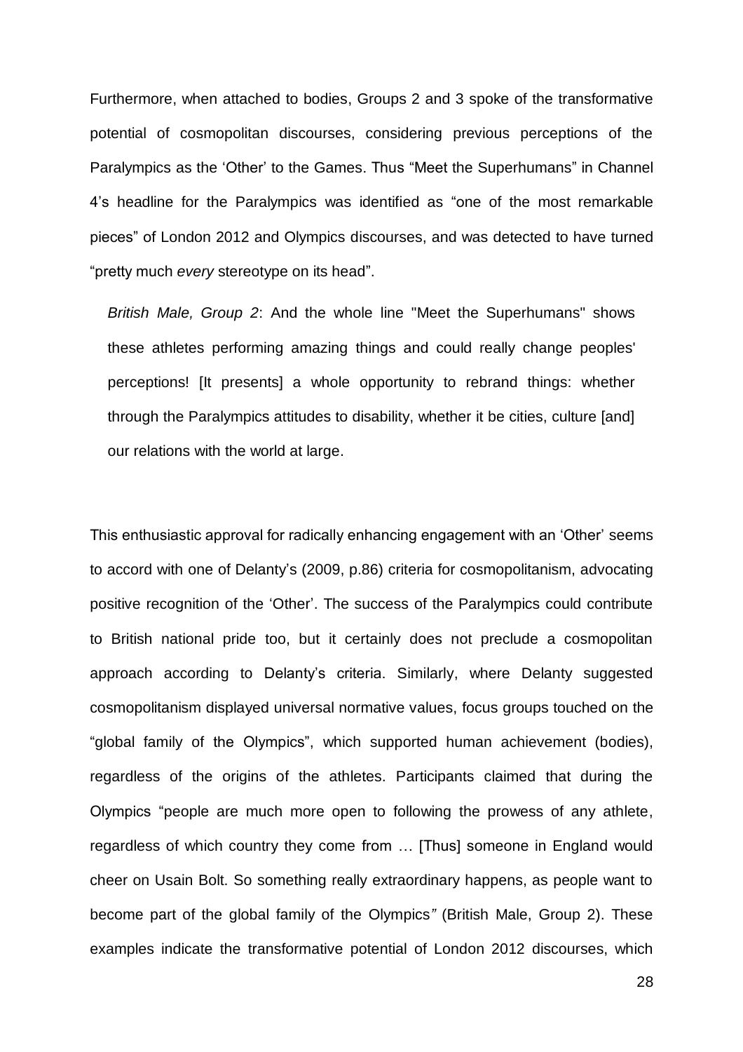Furthermore, when attached to bodies, Groups 2 and 3 spoke of the transformative potential of cosmopolitan discourses, considering previous perceptions of the Paralympics as the 'Other' to the Games. Thus "Meet the Superhumans" in Channel 4's headline for the Paralympics was identified as "one of the most remarkable pieces" of London 2012 and Olympics discourses, and was detected to have turned "pretty much *every* stereotype on its head".

> *British Male, Group 2*: And the whole line "Meet the Superhumans" shows these athletes performing amazing things and could really change peoples' perceptions! [It presents] a whole opportunity to rebrand things: whether through the Paralympics attitudes to disability, whether it be cities, culture [and] our relations with the world at large.

This enthusiastic approval for radically enhancing engagement with an 'Other' seems to accord with one of Delanty's (2009, p.86) criteria for cosmopolitanism, advocating positive recognition of the 'Other'. The success of the Paralympics could contribute to British national pride too, but it certainly does not preclude a cosmopolitan approach according to Delanty's criteria. Similarly, where Delanty suggested cosmopolitanism displayed universal normative values, focus groups touched on the "global family of the Olympics", which supported human achievement (bodies), regardless of the origins of the athletes. Participants claimed that during the Olympics "people are much more open to following the prowess of any athlete, regardless of which country they come from … [Thus] someone in England would cheer on Usain Bolt. So something really extraordinary happens, as people want to become part of the global family of the Olympics*"* (British Male, Group 2). These examples indicate the transformative potential of London 2012 discourses, which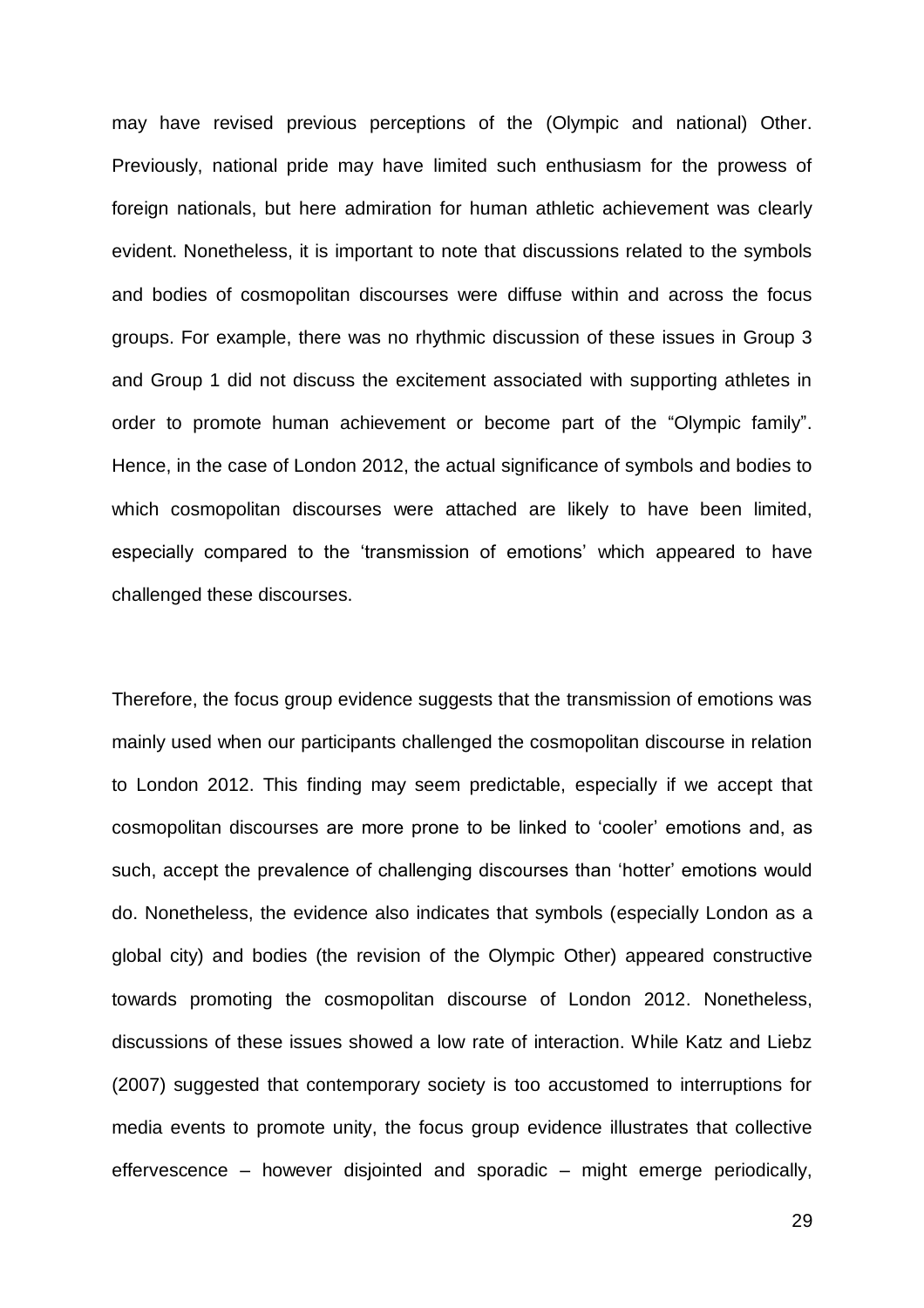may have revised previous perceptions of the (Olympic and national) Other. Previously, national pride may have limited such enthusiasm for the prowess of foreign nationals, but here admiration for human athletic achievement was clearly evident. Nonetheless, it is important to note that discussions related to the symbols and bodies of cosmopolitan discourses were diffuse within and across the focus groups. For example, there was no rhythmic discussion of these issues in Group 3 and Group 1 did not discuss the excitement associated with supporting athletes in order to promote human achievement or become part of the "Olympic family". Hence, in the case of London 2012, the actual significance of symbols and bodies to which cosmopolitan discourses were attached are likely to have been limited, especially compared to the 'transmission of emotions' which appeared to have challenged these discourses.

Therefore, the focus group evidence suggests that the transmission of emotions was mainly used when our participants challenged the cosmopolitan discourse in relation to London 2012. This finding may seem predictable, especially if we accept that cosmopolitan discourses are more prone to be linked to 'cooler' emotions and, as such, accept the prevalence of challenging discourses than 'hotter' emotions would do. Nonetheless, the evidence also indicates that symbols (especially London as a global city) and bodies (the revision of the Olympic Other) appeared constructive towards promoting the cosmopolitan discourse of London 2012. Nonetheless, discussions of these issues showed a low rate of interaction. While Katz and Liebz (2007) suggested that contemporary society is too accustomed to interruptions for media events to promote unity, the focus group evidence illustrates that collective effervescence – however disjointed and sporadic – might emerge periodically,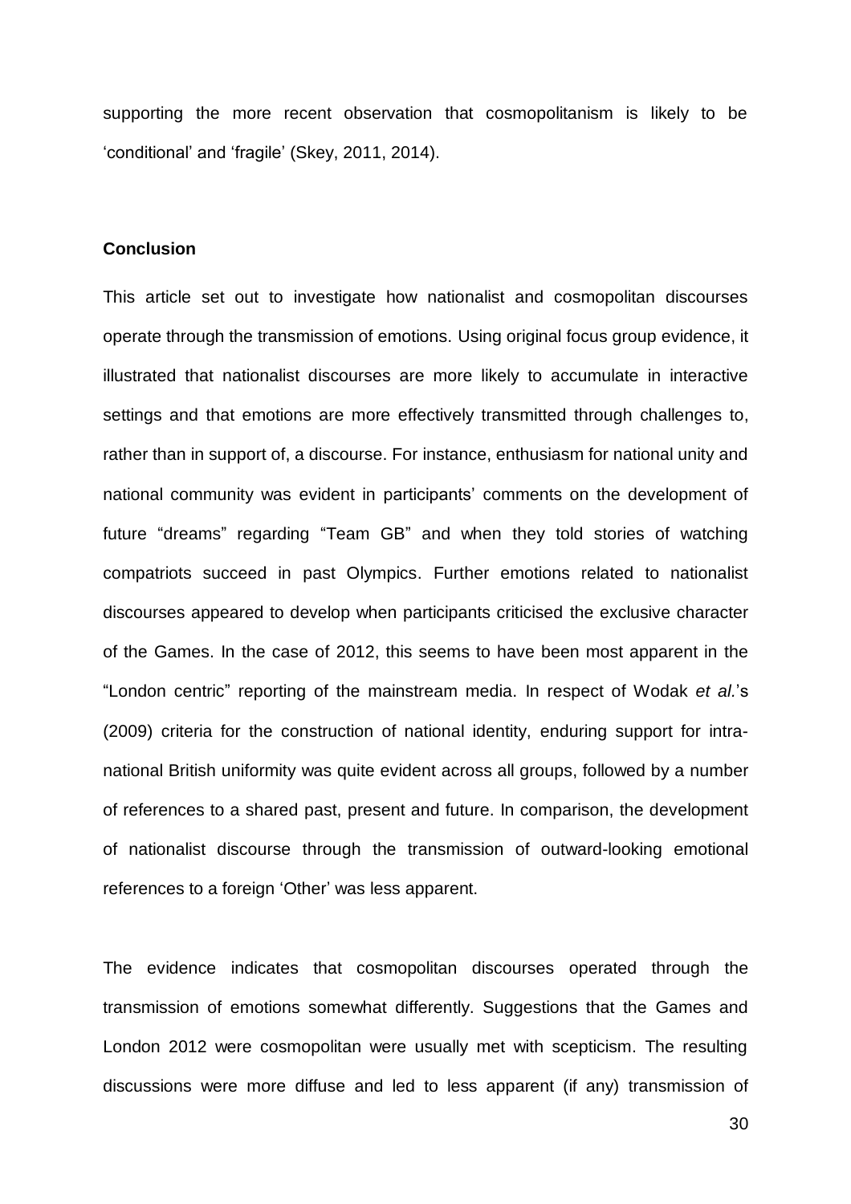supporting the more recent observation that cosmopolitanism is likely to be 'conditional' and 'fragile' (Skey, 2011, 2014).

## Conclusion

This article set out to investigate how nationalist and cosmopolitan discourses operate through the transmission of emotions. Using original focus group evidence, it illustrated that nationalist discourses are more likely to accumulate in interactive settings and that emotions are more effectively transmitted through challenges to, rather than in support of, a discourse. For instance, enthusiasm for national unity and national community was evident in participants' comments on the development of future "dreams" regarding "Team GB" and when they told stories of watching compatriots succeed in past Olympics. Further emotions related to nationalist discourses appeared to develop when participants criticised the exclusive character of the Games. In the case of 2012, this seems to have been most apparent in the "London centric" reporting of the mainstream media. In respect of Wodak *et al.*'s (2009) criteria for the construction of national identity, enduring support for intra-national British uniformity was quite evident across all groups, followed by a number of references to a shared past, present and future. In comparison, the development of nationalist discourse through the transmission of outward-looking emotional references to a foreign 'Other' was less apparent.

The evidence indicates that cosmopolitan discourses operated through the transmission of emotions somewhat differently. Suggestions that the Games and London 2012 were cosmopolitan were usually met with scepticism. The resulting discussions were more diffuse and led to less apparent (if any) transmission of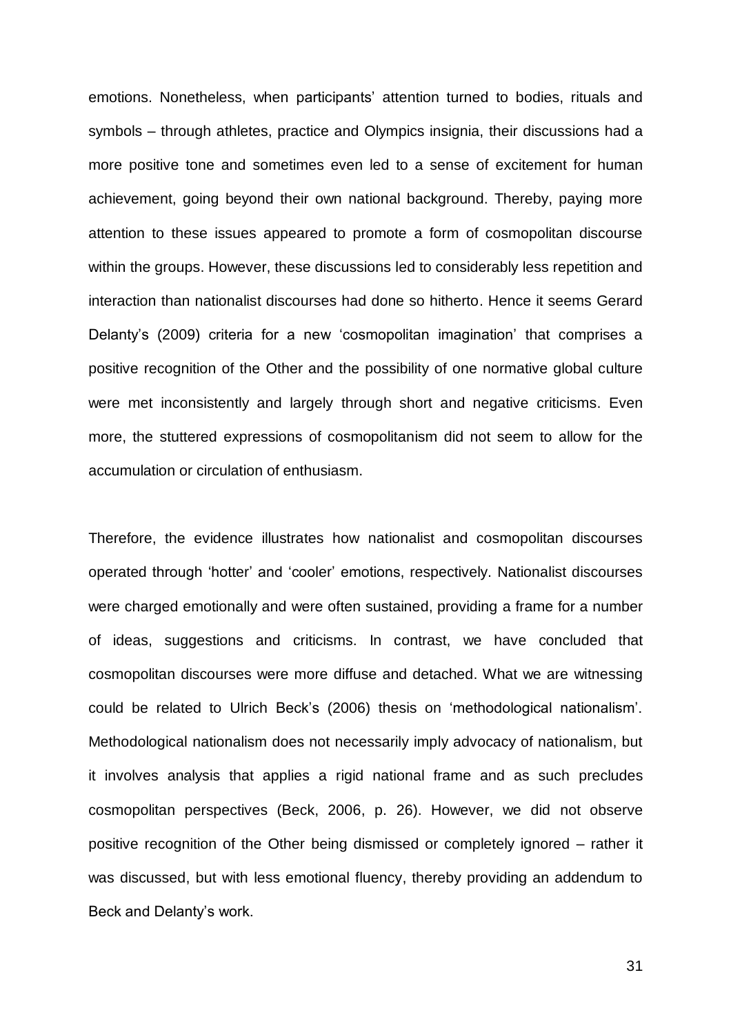emotions. Nonetheless, when participants' attention turned to bodies, rituals and symbols – through athletes, practice and Olympics insignia, their discussions had a more positive tone and sometimes even led to a sense of excitement for human achievement, going beyond their own national background. Thereby, paying more attention to these issues appeared to promote a form of cosmopolitan discourse within the groups. However, these discussions led to considerably less repetition and interaction than nationalist discourses had done so hitherto. Hence it seems Gerard Delanty's (2009) criteria for a new 'cosmopolitan imagination' that comprises a positive recognition of the Other and the possibility of one normative global culture were met inconsistently and largely through short and negative criticisms. Even more, the stuttered expressions of cosmopolitanism did not seem to allow for the accumulation or circulation of enthusiasm.

Therefore, the evidence illustrates how nationalist and cosmopolitan discourses operated through 'hotter' and 'cooler' emotions, respectively. Nationalist discourses were charged emotionally and were often sustained, providing a frame for a number of ideas, suggestions and criticisms. In contrast, we have concluded that cosmopolitan discourses were more diffuse and detached. What we are witnessing could be related to Ulrich Beck's (2006) thesis on 'methodological nationalism'. Methodological nationalism does not necessarily imply advocacy of nationalism, but it involves analysis that applies a rigid national frame and as such precludes cosmopolitan perspectives (Beck, 2006, p. 26). However, we did not observe positive recognition of the Other being dismissed or completely ignored – rather it was discussed, but with less emotional fluency, thereby providing an addendum to Beck and Delanty's work.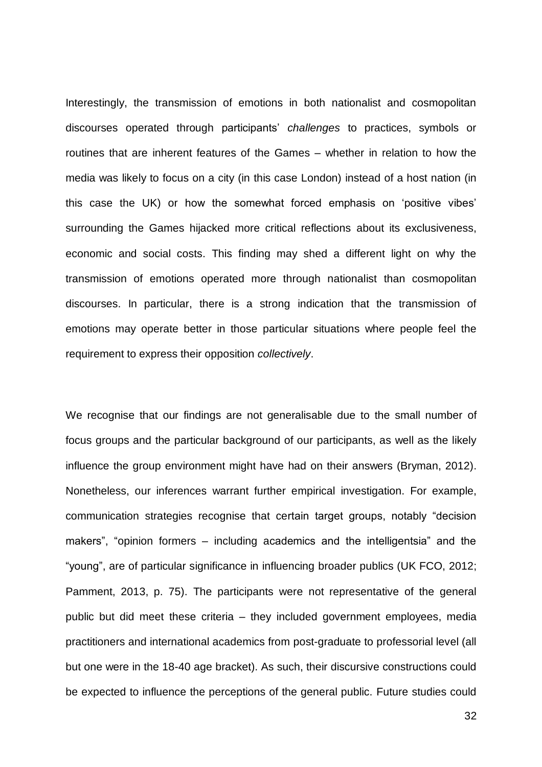Interestingly, the transmission of emotions in both nationalist and cosmopolitan discourses operated through participants' *challenges* to practices, symbols or routines that are inherent features of the Games – whether in relation to how the media was likely to focus on a city (in this case London) instead of a host nation (in this case the UK) or how the somewhat forced emphasis on 'positive vibes' surrounding the Games hijacked more critical reflections about its exclusiveness, economic and social costs. This finding may shed a different light on why the transmission of emotions operated more through nationalist than cosmopolitan discourses. In particular, there is a strong indication that the transmission of emotions may operate better in those particular situations where people feel the requirement to express their opposition *collectively*.

We recognise that our findings are not generalisable due to the small number of focus groups and the particular background of our participants, as well as the likely influence the group environment might have had on their answers (Bryman, 2012). Nonetheless, our inferences warrant further empirical investigation. For example, communication strategies recognise that certain target groups, notably "decision makers", "opinion formers – including academics and the intelligentsia" and the "young", are of particular significance in influencing broader publics (UK FCO, 2012; Pamment, 2013, p. 75). The participants were not representative of the general public but did meet these criteria – they included government employees, media practitioners and international academics from post-graduate to professorial level (all but one were in the 18-40 age bracket). As such, their discursive constructions could be expected to influence the perceptions of the general public. Future studies could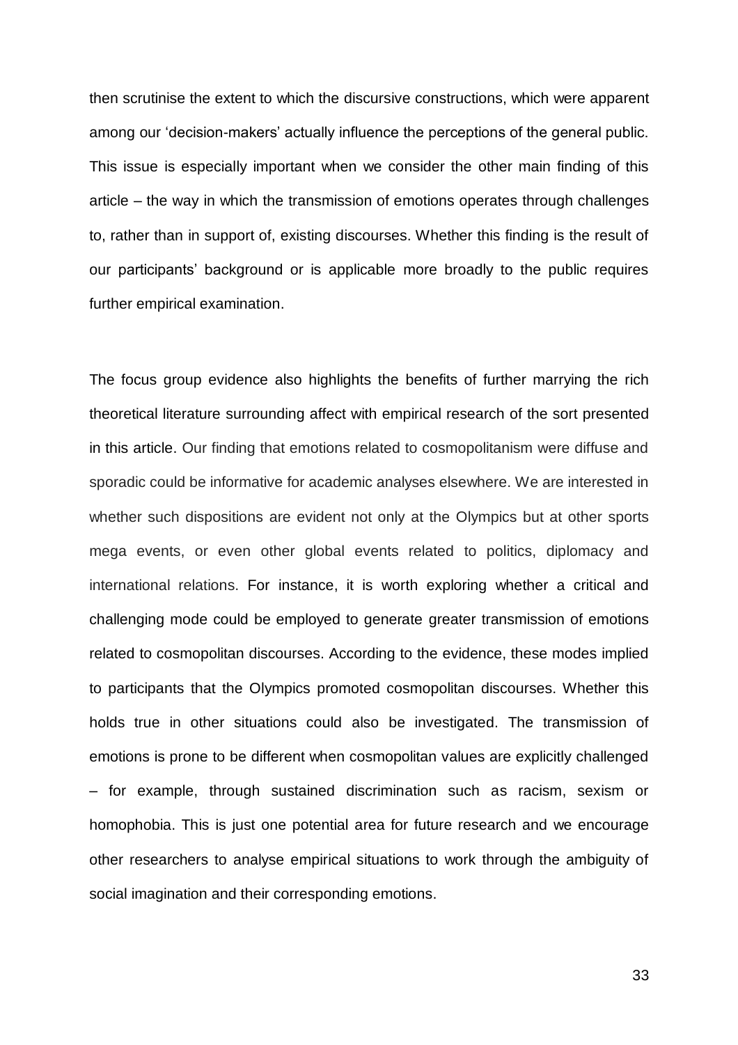then scrutinise the extent to which the discursive constructions, which were apparent among our 'decision-makers' actually influence the perceptions of the general public. This issue is especially important when we consider the other main finding of this article – the way in which the transmission of emotions operates through challenges to, rather than in support of, existing discourses. Whether this finding is the result of our participants' background or is applicable more broadly to the public requires further empirical examination.

The focus group evidence also highlights the benefits of further marrying the rich theoretical literature surrounding affect with empirical research of the sort presented in this article. Our finding that emotions related to cosmopolitanism were diffuse and sporadic could be informative for academic analyses elsewhere. We are interested in whether such dispositions are evident not only at the Olympics but at other sports mega events, or even other global events related to politics, diplomacy and international relations. For instance, it is worth exploring whether a critical and challenging mode could be employed to generate greater transmission of emotions related to cosmopolitan discourses. According to the evidence, these modes implied to participants that the Olympics promoted cosmopolitan discourses. Whether this holds true in other situations could also be investigated. The transmission of emotions is prone to be different when cosmopolitan values are explicitly challenged – for example, through sustained discrimination such as racism, sexism or homophobia. This is just one potential area for future research and we encourage other researchers to analyse empirical situations to work through the ambiguity of social imagination and their corresponding emotions.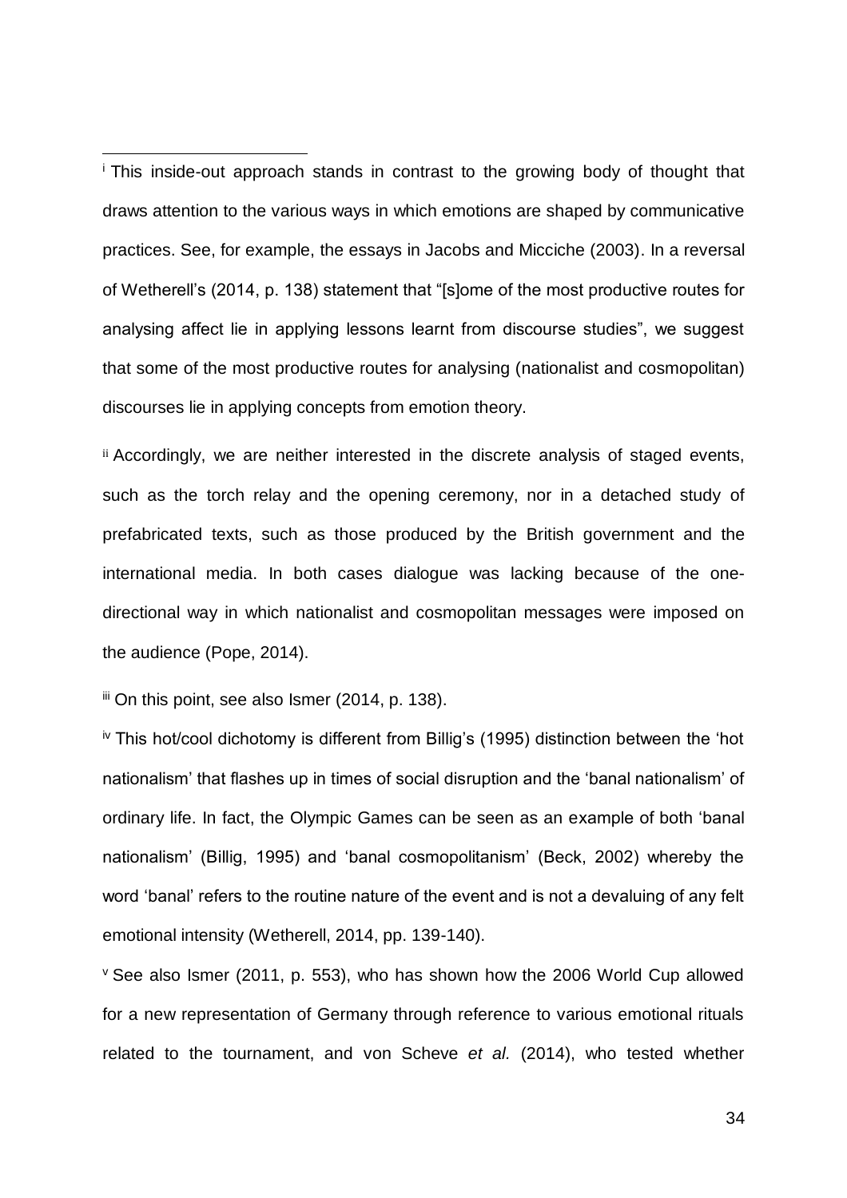[i] This inside-out approach stands in contrast to the growing body of thought that draws attention to the various ways in which emotions are shaped by communicative practices. See, for example, the essays in Jacobs and Micciche (2003). In a reversal of Wetherell's (2014, p. 138) statement that "[s]ome of the most productive routes for analysing affect lie in applying lessons learnt from discourse studies", we suggest that some of the most productive routes for analysing (nationalist and cosmopolitan) discourses lie in applying concepts from emotion theory.

[ii] Accordingly, we are neither interested in the discrete analysis of staged events, such as the torch relay and the opening ceremony, nor in a detached study of prefabricated texts, such as those produced by the British government and the international media. In both cases dialogue was lacking because of the one-directional way in which nationalist and cosmopolitan messages were imposed on the audience (Pope, 2014).

[iii] On this point, see also Ismer (2014, p. 138).

[iv] This hot/cool dichotomy is different from Billig's (1995) distinction between the 'hot nationalism' that flashes up in times of social disruption and the 'banal nationalism' of ordinary life. In fact, the Olympic Games can be seen as an example of both 'banal nationalism' (Billig, 1995) and 'banal cosmopolitanism' (Beck, 2002) whereby the word 'banal' refers to the routine nature of the event and is not a devaluing of any felt emotional intensity (Wetherell, 2014, pp. 139-140).

[v] See also Ismer (2011, p. 553), who has shown how the 2006 World Cup allowed for a new representation of Germany through reference to various emotional rituals related to the tournament, and von Scheve *et al.* (2014), who tested whether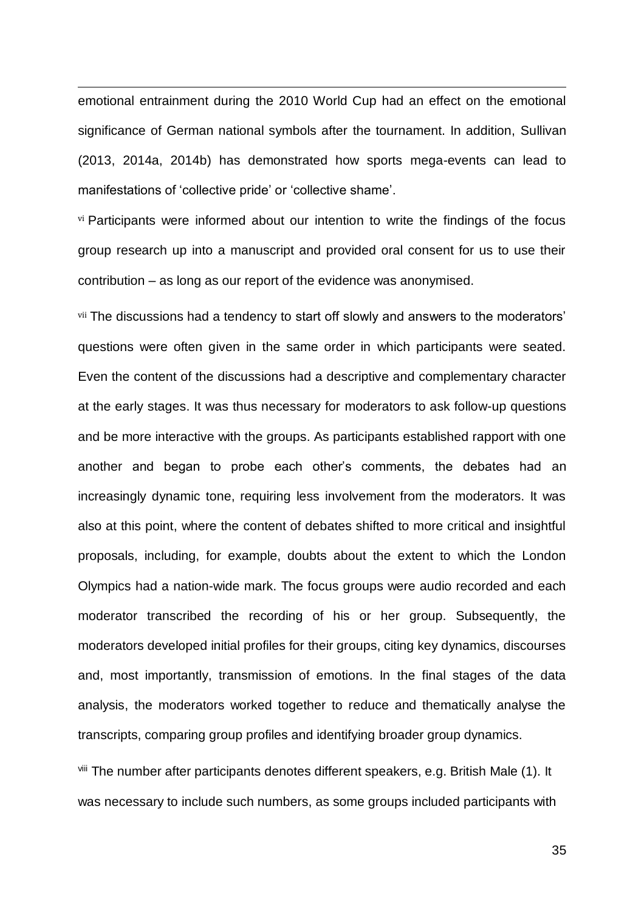emotional entrainment during the 2010 World Cup had an effect on the emotional significance of German national symbols after the tournament. In addition, Sullivan (2013, 2014a, 2014b) has demonstrated how sports mega-events can lead to manifestations of 'collective pride' or 'collective shame'.

[vi] Participants were informed about our intention to write the findings of the focus group research up into a manuscript and provided oral consent for us to use their contribution – as long as our report of the evidence was anonymised.

[vii] The discussions had a tendency to start off slowly and answers to the moderators' questions were often given in the same order in which participants were seated. Even the content of the discussions had a descriptive and complementary character at the early stages. It was thus necessary for moderators to ask follow-up questions and be more interactive with the groups. As participants established rapport with one another and began to probe each other's comments, the debates had an increasingly dynamic tone, requiring less involvement from the moderators. It was also at this point, where the content of debates shifted to more critical and insightful proposals, including, for example, doubts about the extent to which the London Olympics had a nation-wide mark. The focus groups were audio recorded and each moderator transcribed the recording of his or her group. Subsequently, the moderators developed initial profiles for their groups, citing key dynamics, discourses and, most importantly, transmission of emotions. In the final stages of the data analysis, the moderators worked together to reduce and thematically analyse the transcripts, comparing group profiles and identifying broader group dynamics.

[viii] The number after participants denotes different speakers, e.g. British Male (1). It was necessary to include such numbers, as some groups included participants with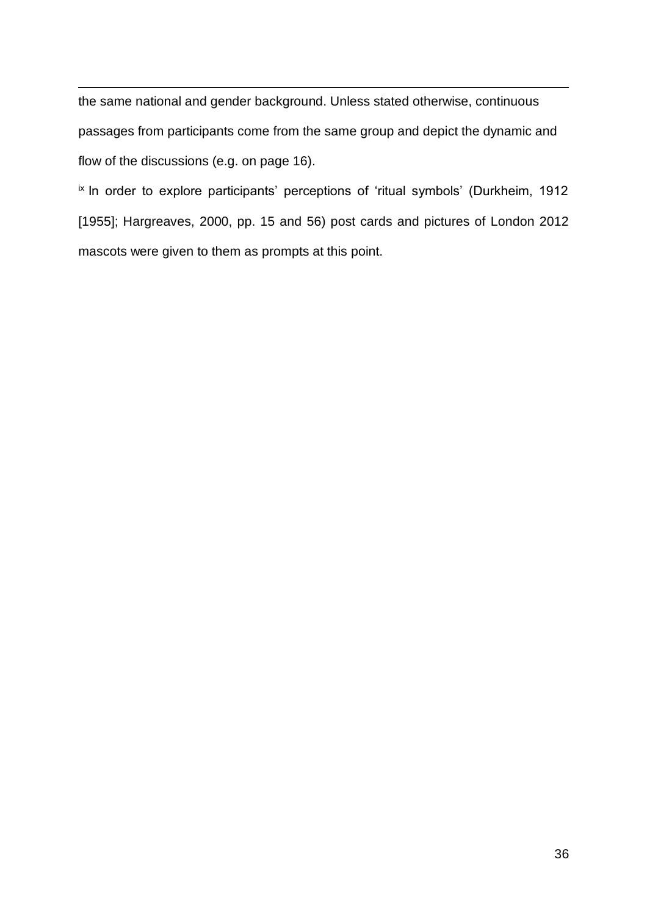the same national and gender background. Unless stated otherwise, continuous passages from participants come from the same group and depict the dynamic and flow of the discussions (e.g. on page 16).

[ix] In order to explore participants' perceptions of 'ritual symbols' (Durkheim, 1912 [1955]; Hargreaves, 2000, pp. 15 and 56) post cards and pictures of London 2012 mascots were given to them as prompts at this point.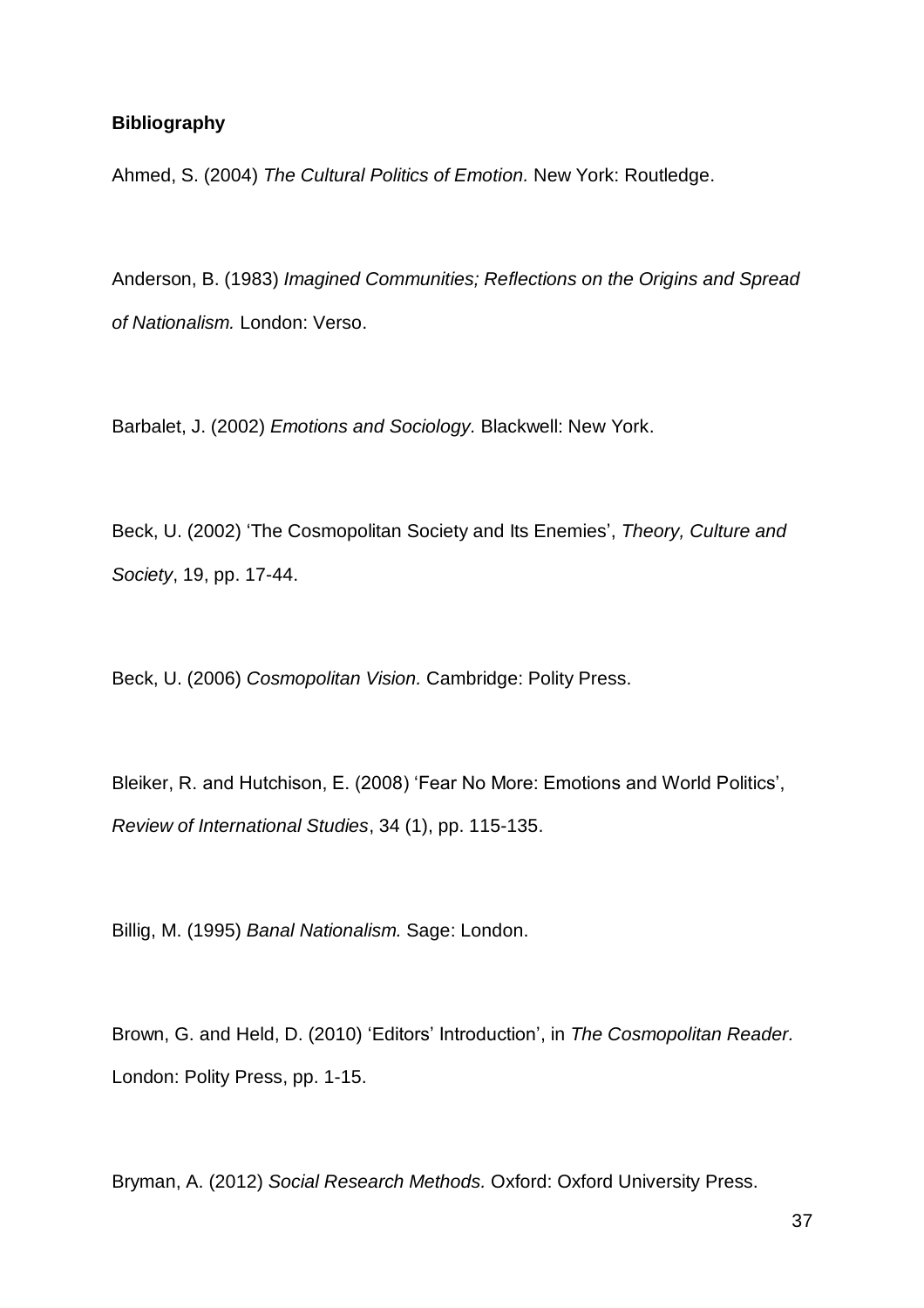**Bibliography**

Ahmed, S. (2004) *The Cultural Politics of Emotion.* New York: Routledge.

Anderson, B. (1983) *Imagined Communities; Reflections on the Origins and Spread of Nationalism.* London: Verso.

Barbalet, J. (2002) *Emotions and Sociology.* Blackwell: New York.

Beck, U. (2002) 'The Cosmopolitan Society and Its Enemies', *Theory, Culture and Society*, 19, pp. 17-44.

Beck, U. (2006) *Cosmopolitan Vision.* Cambridge: Polity Press.

Bleiker, R. and Hutchison, E. (2008) 'Fear No More: Emotions and World Politics', *Review of International Studies*, 34 (1), pp. 115-135.

Billig, M. (1995) *Banal Nationalism.* Sage: London.

Brown, G. and Held, D. (2010) 'Editors' Introduction', in *The Cosmopolitan Reader.* London: Polity Press, pp. 1-15.

Bryman, A. (2012) *Social Research Methods.* Oxford: Oxford University Press.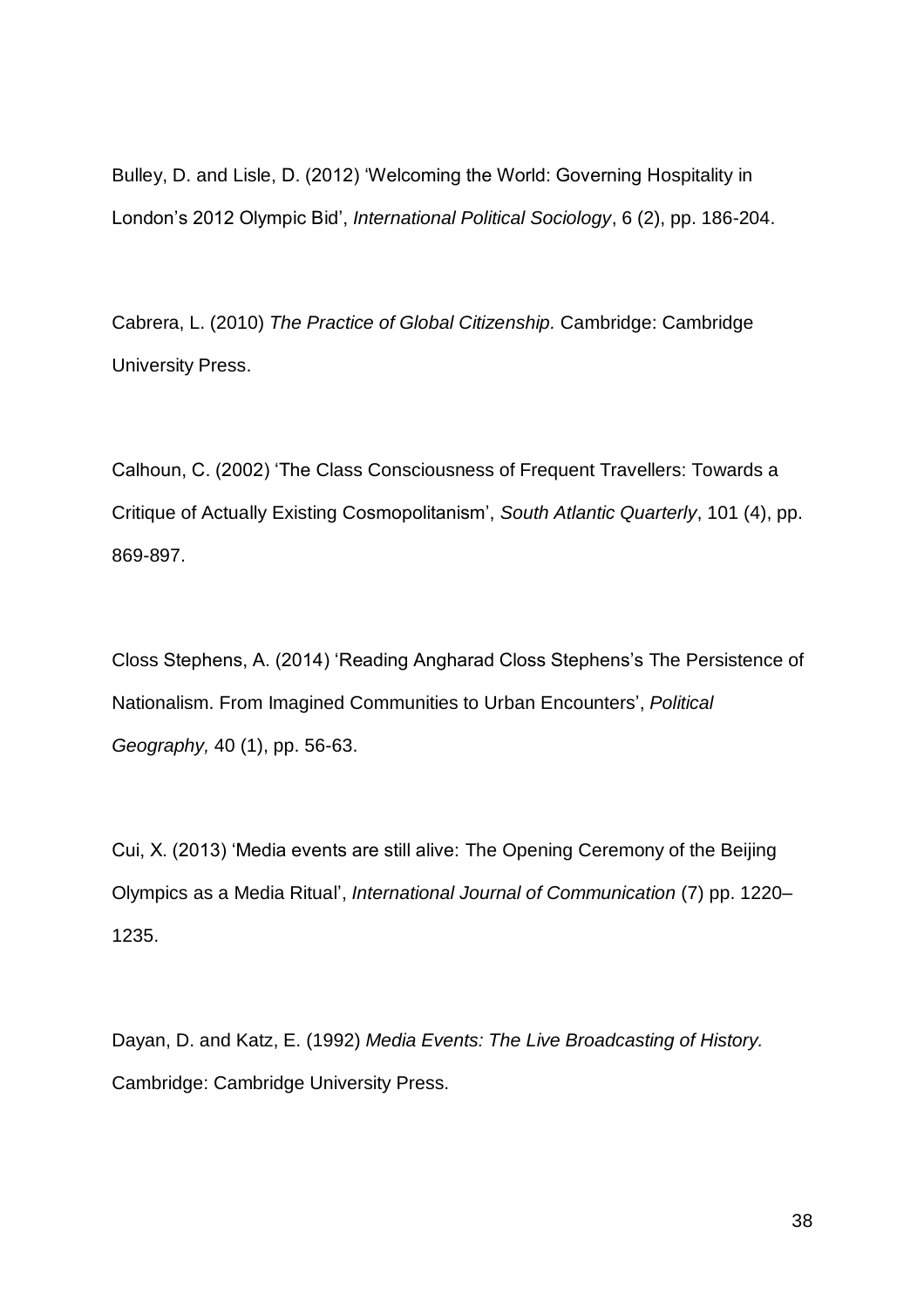Bulley, D. and Lisle, D. (2012) 'Welcoming the World: Governing Hospitality in London's 2012 Olympic Bid', *International Political Sociology*, 6 (2), pp. 186-204.

Cabrera, L. (2010) *The Practice of Global Citizenship.* Cambridge: Cambridge University Press.

Calhoun, C. (2002) 'The Class Consciousness of Frequent Travellers: Towards a Critique of Actually Existing Cosmopolitanism', *South Atlantic Quarterly*, 101 (4), pp. 869-897.

Closs Stephens, A. (2014) 'Reading Angharad Closs Stephens's The Persistence of Nationalism. From Imagined Communities to Urban Encounters', *Political Geography,* 40 (1), pp. 56-63.

Cui, X. (2013) 'Media events are still alive: The Opening Ceremony of the Beijing Olympics as a Media Ritual', *International Journal of Communication* (7) pp. 1220–1235.

Dayan, D. and Katz, E. (1992) *Media Events: The Live Broadcasting of History.* Cambridge: Cambridge University Press.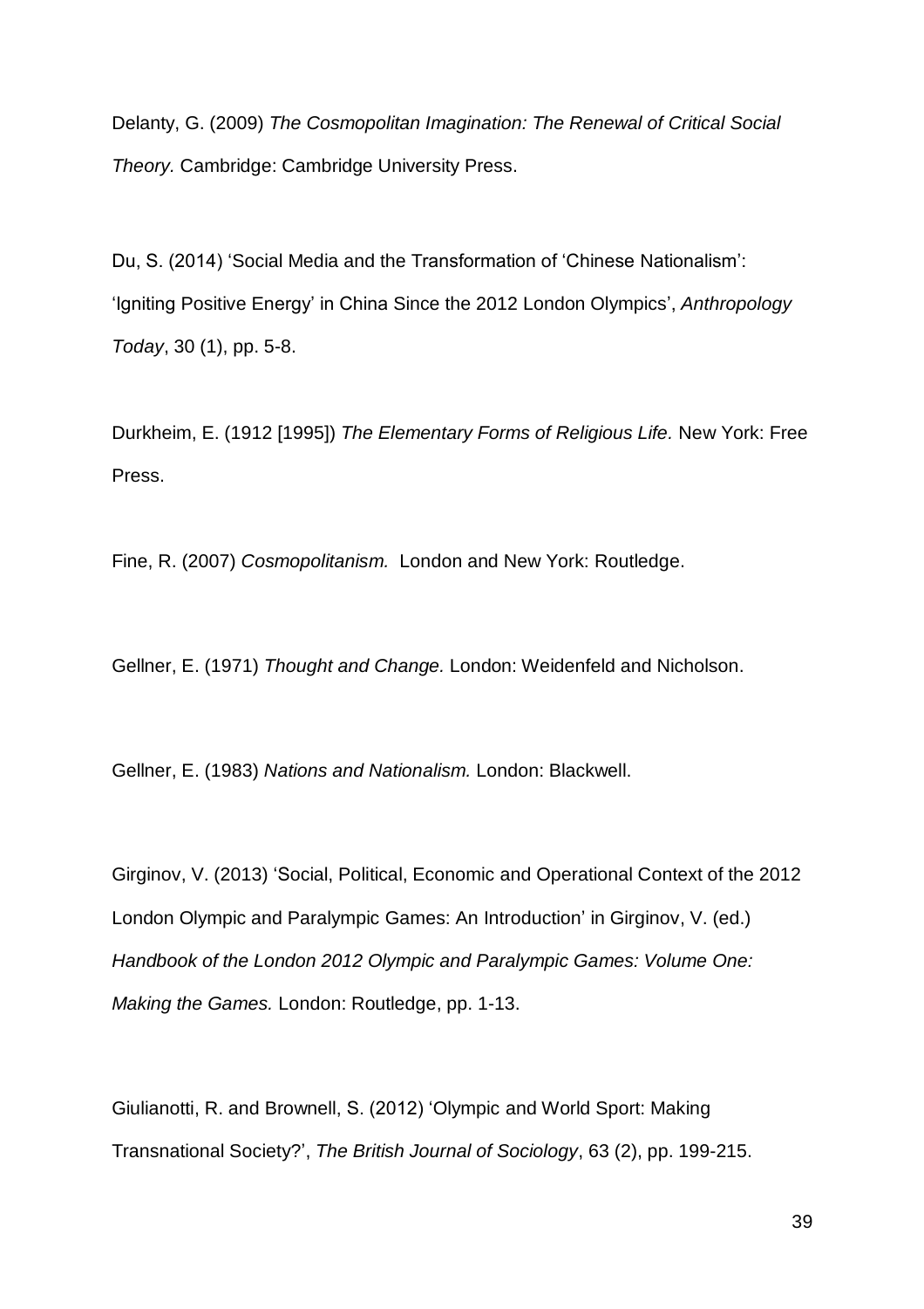Delanty, G. (2009) *The Cosmopolitan Imagination: The Renewal of Critical Social Theory.* Cambridge: Cambridge University Press.

Du, S. (2014) 'Social Media and the Transformation of 'Chinese Nationalism': 'Igniting Positive Energy' in China Since the 2012 London Olympics', *Anthropology Today*, 30 (1), pp. 5-8.

Durkheim, E. (1912 [1995]) *The Elementary Forms of Religious Life.* New York: Free Press.

Fine, R. (2007) *Cosmopolitanism.* London and New York: Routledge.

Gellner, E. (1971) *Thought and Change.* London: Weidenfeld and Nicholson.

Gellner, E. (1983) *Nations and Nationalism.* London: Blackwell.

Girginov, V. (2013) 'Social, Political, Economic and Operational Context of the 2012 London Olympic and Paralympic Games: An Introduction' in Girginov, V. (ed.) *Handbook of the London 2012 Olympic and Paralympic Games: Volume One: Making the Games.* London: Routledge, pp. 1-13.

Giulianotti, R. and Brownell, S. (2012) 'Olympic and World Sport: Making Transnational Society?', *The British Journal of Sociology*, 63 (2), pp. 199-215.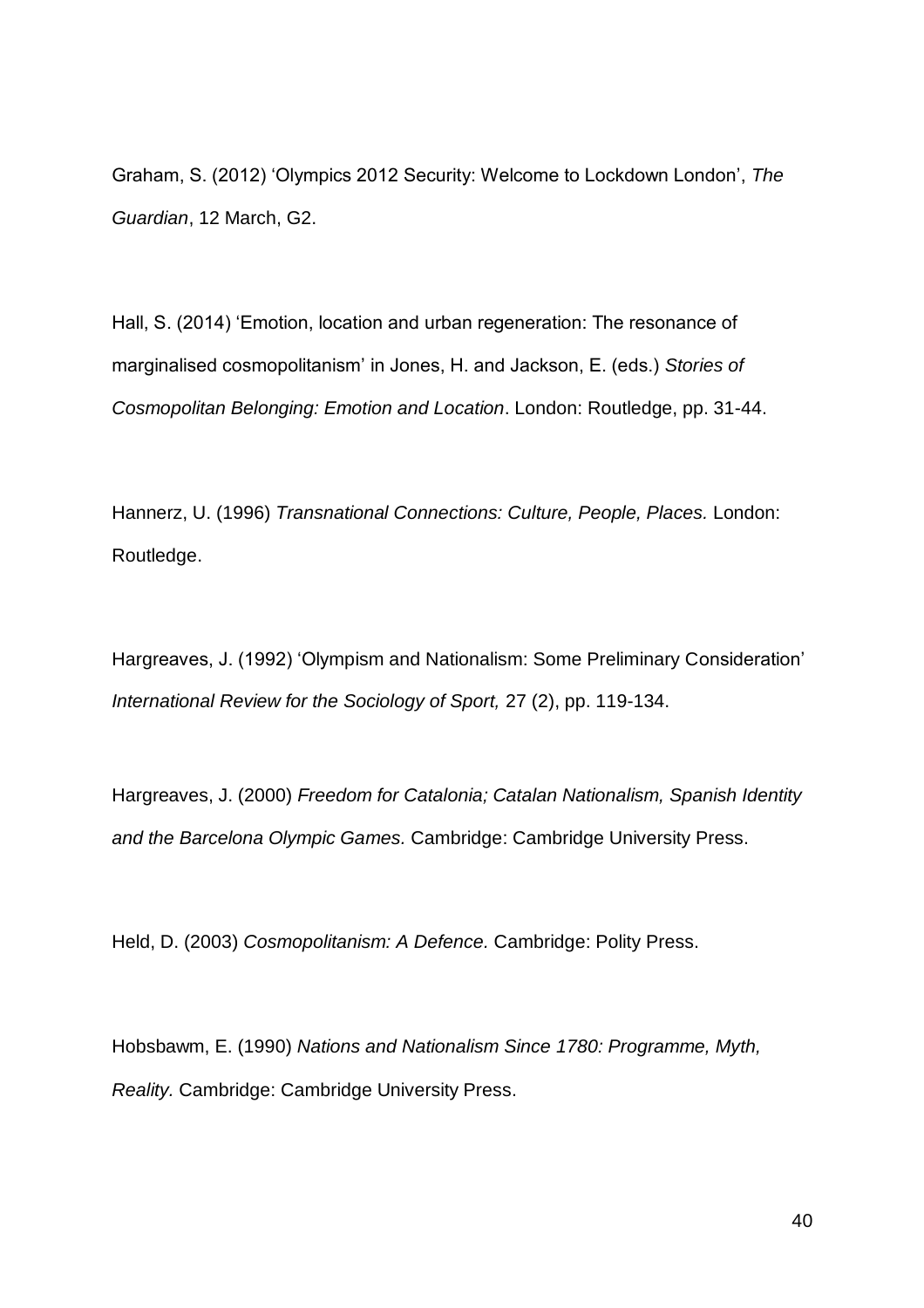Graham, S. (2012) 'Olympics 2012 Security: Welcome to Lockdown London', *The Guardian*, 12 March, G2.

Hall, S. (2014) 'Emotion, location and urban regeneration: The resonance of marginalised cosmopolitanism' in Jones, H. and Jackson, E. (eds.) *Stories of Cosmopolitan Belonging: Emotion and Location*. London: Routledge, pp. 31-44.

Hannerz, U. (1996) *Transnational Connections: Culture, People, Places.* London: Routledge.

Hargreaves, J. (1992) 'Olympism and Nationalism: Some Preliminary Consideration' *International Review for the Sociology of Sport,* 27 (2), pp. 119-134.

Hargreaves, J. (2000) *Freedom for Catalonia; Catalan Nationalism, Spanish Identity and the Barcelona Olympic Games.* Cambridge: Cambridge University Press.

Held, D. (2003) *Cosmopolitanism: A Defence.* Cambridge: Polity Press.

Hobsbawm, E. (1990) *Nations and Nationalism Since 1780: Programme, Myth, Reality.* Cambridge: Cambridge University Press.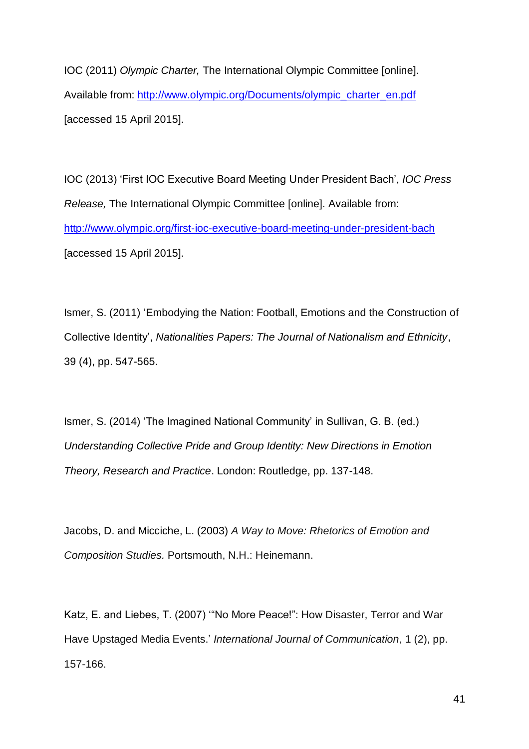IOC (2011) *Olympic Charter,* The International Olympic Committee [online]. Available from: http://www.olympic.org/Documents/olympic_charter_en.pdf [accessed 15 April 2015].

IOC (2013) 'First IOC Executive Board Meeting Under President Bach', *IOC Press Release,* The International Olympic Committee [online]. Available from: http://www.olympic.org/first-ioc-executive-board-meeting-under-president-bach [accessed 15 April 2015].

Ismer, S. (2011) 'Embodying the Nation: Football, Emotions and the Construction of Collective Identity', *Nationalities Papers: The Journal of Nationalism and Ethnicity*, 39 (4), pp. 547-565.

Ismer, S. (2014) 'The Imagined National Community' in Sullivan, G. B. (ed.) *Understanding Collective Pride and Group Identity: New Directions in Emotion Theory, Research and Practice*. London: Routledge, pp. 137-148.

Jacobs, D. and Micciche, L. (2003) *A Way to Move: Rhetorics of Emotion and Composition Studies.* Portsmouth, N.H.: Heinemann.

Katz, E. and Liebes, T. (2007) '"No More Peace!": How Disaster, Terror and War Have Upstaged Media Events.' *International Journal of Communication*, 1 (2), pp. 157-166.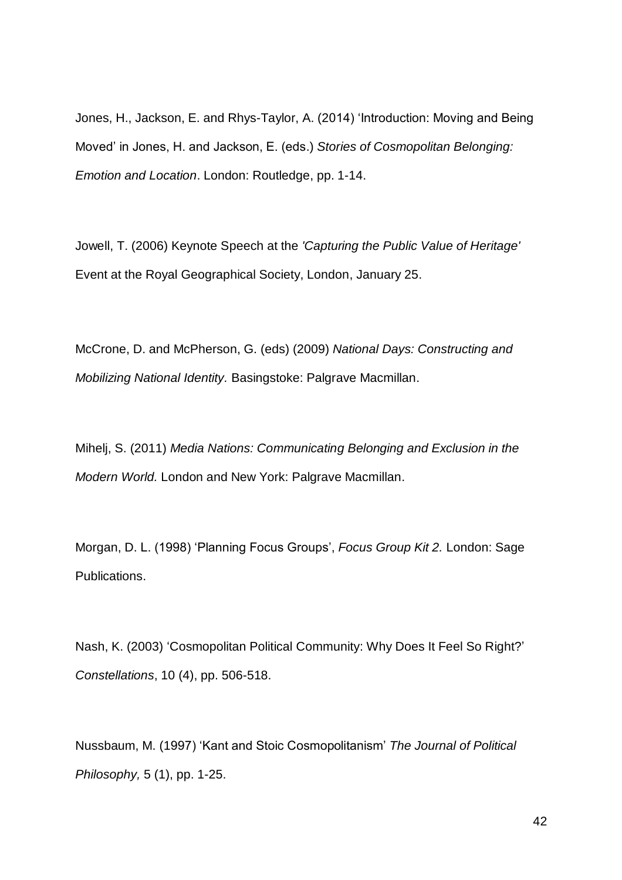Jones, H., Jackson, E. and Rhys-Taylor, A. (2014) 'Introduction: Moving and Being Moved' in Jones, H. and Jackson, E. (eds.) *Stories of Cosmopolitan Belonging: Emotion and Location*. London: Routledge, pp. 1-14.

Jowell, T. (2006) Keynote Speech at the *'Capturing the Public Value of Heritage'* Event at the Royal Geographical Society, London, January 25.

McCrone, D. and McPherson, G. (eds) (2009) *National Days: Constructing and Mobilizing National Identity.* Basingstoke: Palgrave Macmillan.

Mihelj, S. (2011) *Media Nations: Communicating Belonging and Exclusion in the Modern World.* London and New York: Palgrave Macmillan.

Morgan, D. L. (1998) 'Planning Focus Groups', *Focus Group Kit 2.* London: Sage Publications.

Nash, K. (2003) 'Cosmopolitan Political Community: Why Does It Feel So Right?' *Constellations*, 10 (4), pp. 506-518.

Nussbaum, M. (1997) 'Kant and Stoic Cosmopolitanism' *The Journal of Political Philosophy,* 5 (1), pp. 1-25.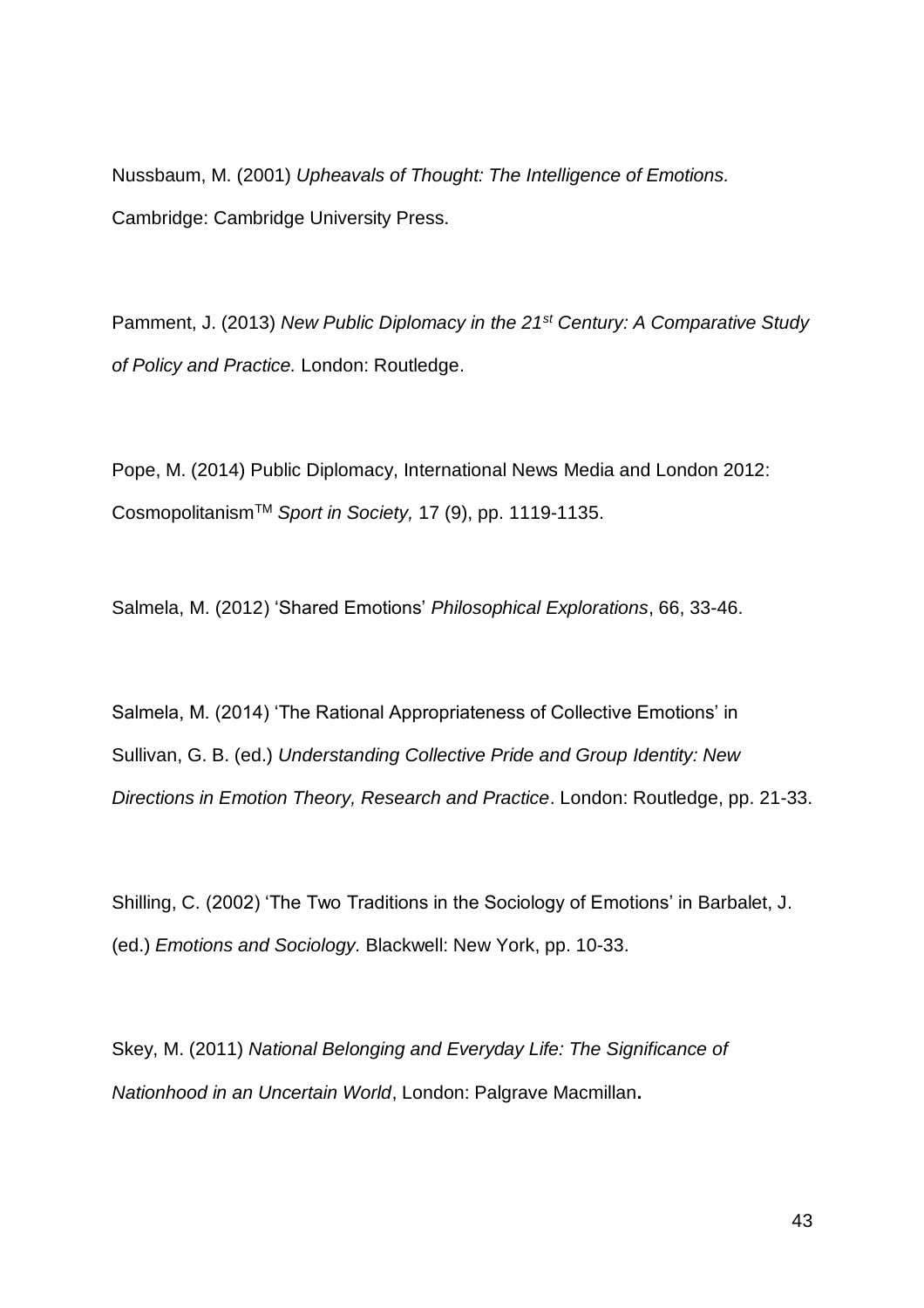Nussbaum, M. (2001) *Upheavals of Thought: The Intelligence of Emotions.* Cambridge: Cambridge University Press.

Pamment, J. (2013) *New Public Diplomacy in the 21st Century: A Comparative Study of Policy and Practice.* London: Routledge.

Pope, M. (2014) Public Diplomacy, International News Media and London 2012: Cosmopolitanism™ *Sport in Society,* 17 (9), pp. 1119-1135.

Salmela, M. (2012) 'Shared Emotions' *Philosophical Explorations*, 66, 33-46.

Salmela, M. (2014) 'The Rational Appropriateness of Collective Emotions' in Sullivan, G. B. (ed.) *Understanding Collective Pride and Group Identity: New Directions in Emotion Theory, Research and Practice*. London: Routledge, pp. 21-33.

Shilling, C. (2002) 'The Two Traditions in the Sociology of Emotions' in Barbalet, J. (ed.) *Emotions and Sociology.* Blackwell: New York, pp. 10-33.

Skey, M. (2011) *National Belonging and Everyday Life: The Significance of Nationhood in an Uncertain World*, London: Palgrave Macmillan**.**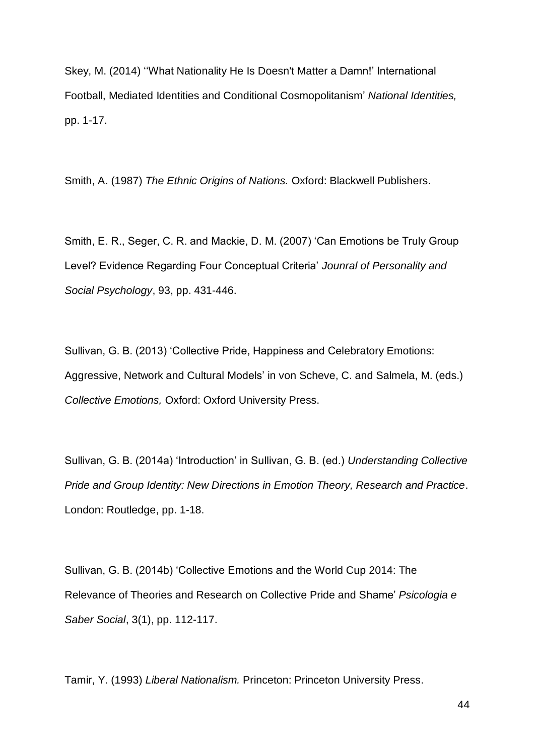Skey, M. (2014) ''What Nationality He Is Doesn't Matter a Damn!' International Football, Mediated Identities and Conditional Cosmopolitanism' *National Identities,* pp. 1-17.

Smith, A. (1987) *The Ethnic Origins of Nations.* Oxford: Blackwell Publishers.

Smith, E. R., Seger, C. R. and Mackie, D. M. (2007) 'Can Emotions be Truly Group Level? Evidence Regarding Four Conceptual Criteria' *Jounral of Personality and Social Psychology*, 93, pp. 431-446.

Sullivan, G. B. (2013) 'Collective Pride, Happiness and Celebratory Emotions: Aggressive, Network and Cultural Models' in von Scheve, C. and Salmela, M. (eds.) *Collective Emotions,* Oxford: Oxford University Press.

Sullivan, G. B. (2014a) 'Introduction' in Sullivan, G. B. (ed.) *Understanding Collective Pride and Group Identity: New Directions in Emotion Theory, Research and Practice*. London: Routledge, pp. 1-18.

Sullivan, G. B. (2014b) 'Collective Emotions and the World Cup 2014: The Relevance of Theories and Research on Collective Pride and Shame' *Psicologia e Saber Social*, 3(1), pp. 112-117.

Tamir, Y. (1993) *Liberal Nationalism.* Princeton: Princeton University Press.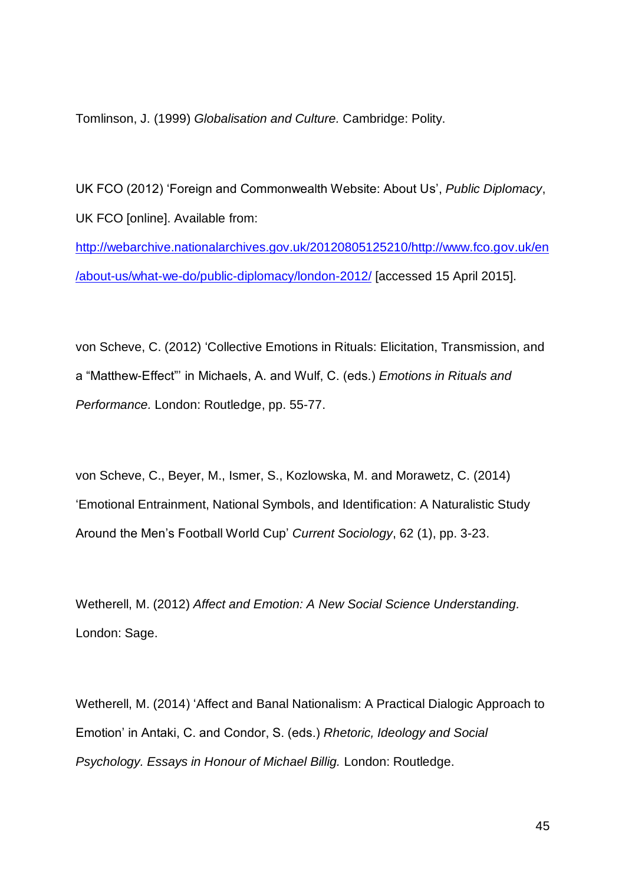Tomlinson, J. (1999) *Globalisation and Culture.* Cambridge: Polity.

UK FCO (2012) 'Foreign and Commonwealth Website: About Us', *Public Diplomacy*, UK FCO [online]. Available from: http://webarchive.nationalarchives.gov.uk/20120805125210/http://www.fco.gov.uk/en/about-us/what-we-do/public-diplomacy/london-2012/ [accessed 15 April 2015].

von Scheve, C. (2012) 'Collective Emotions in Rituals: Elicitation, Transmission, and a "Matthew-Effect"' in Michaels, A. and Wulf, C. (eds.) *Emotions in Rituals and Performance.* London: Routledge, pp. 55-77.

von Scheve, C., Beyer, M., Ismer, S., Kozlowska, M. and Morawetz, C. (2014) 'Emotional Entrainment, National Symbols, and Identification: A Naturalistic Study Around the Men's Football World Cup' *Current Sociology*, 62 (1), pp. 3-23.

Wetherell, M. (2012) *Affect and Emotion: A New Social Science Understanding.* London: Sage.

Wetherell, M. (2014) 'Affect and Banal Nationalism: A Practical Dialogic Approach to Emotion' in Antaki, C. and Condor, S. (eds.) *Rhetoric, Ideology and Social Psychology. Essays in Honour of Michael Billig.* London: Routledge.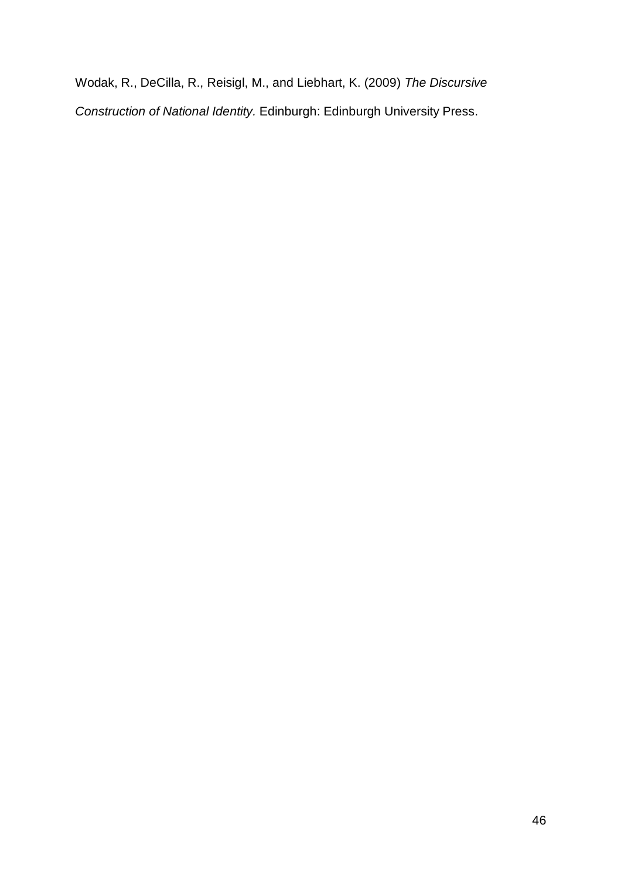Wodak, R., DeCilla, R., Reisigl, M., and Liebhart, K. (2009) *The Discursive Construction of National Identity.* Edinburgh: Edinburgh University Press.